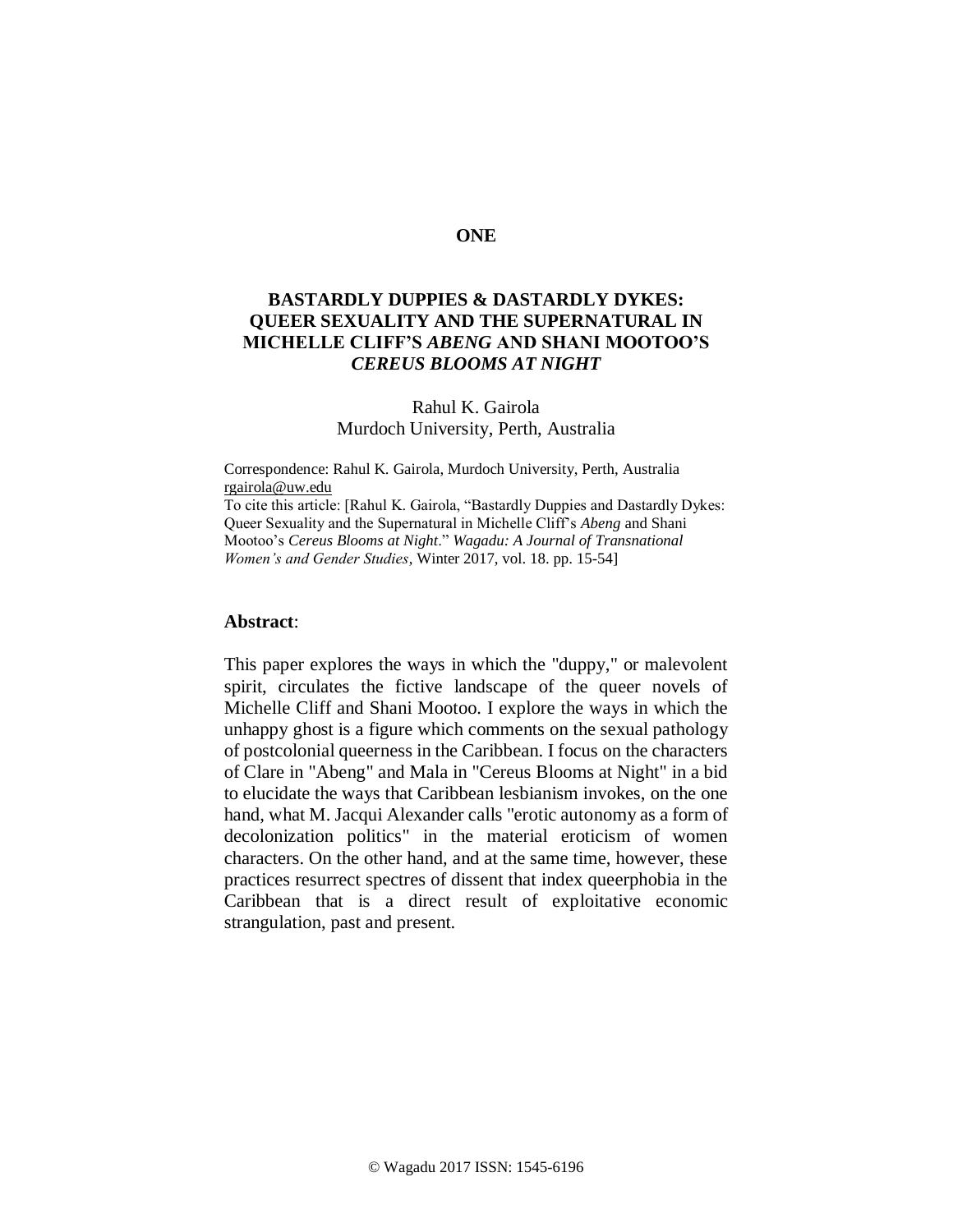**ONE**

# BASTARDLY DUPPIES & DASTARDLY DYKES: QUEER SEXUALITY AND THE SUPERNATURAL IN MICHELLE CLIFF'S *ABENG* AND SHANI MOOTOO'S *CEREUS BLOOMS AT NIGHT*

Rahul K. Gairola
Murdoch University, Perth, Australia

Correspondence: Rahul K. Gairola, Murdoch University, Perth, Australia
rgairola@uw.edu
To cite this article: [Rahul K. Gairola, "Bastardly Duppies and Dastardly Dykes: Queer Sexuality and the Supernatural in Michelle Cliff's *Abeng* and Shani Mootoo's *Cereus Blooms at Night*." *Wagadu: A Journal of Transnational Women's and Gender Studies*, Winter 2017, vol. 18. pp. 15-54]

**Abstract**:

This paper explores the ways in which the "duppy," or malevolent spirit, circulates the fictive landscape of the queer novels of Michelle Cliff and Shani Mootoo. I explore the ways in which the unhappy ghost is a figure which comments on the sexual pathology of postcolonial queerness in the Caribbean. I focus on the characters of Clare in "Abeng" and Mala in "Cereus Blooms at Night" in a bid to elucidate the ways that Caribbean lesbianism invokes, on the one hand, what M. Jacqui Alexander calls "erotic autonomy as a form of decolonization politics" in the material eroticism of women characters. On the other hand, and at the same time, however, these practices resurrect spectres of dissent that index queerphobia in the Caribbean that is a direct result of exploitative economic strangulation, past and present.

© Wagadu 2017 ISSN: 1545-6196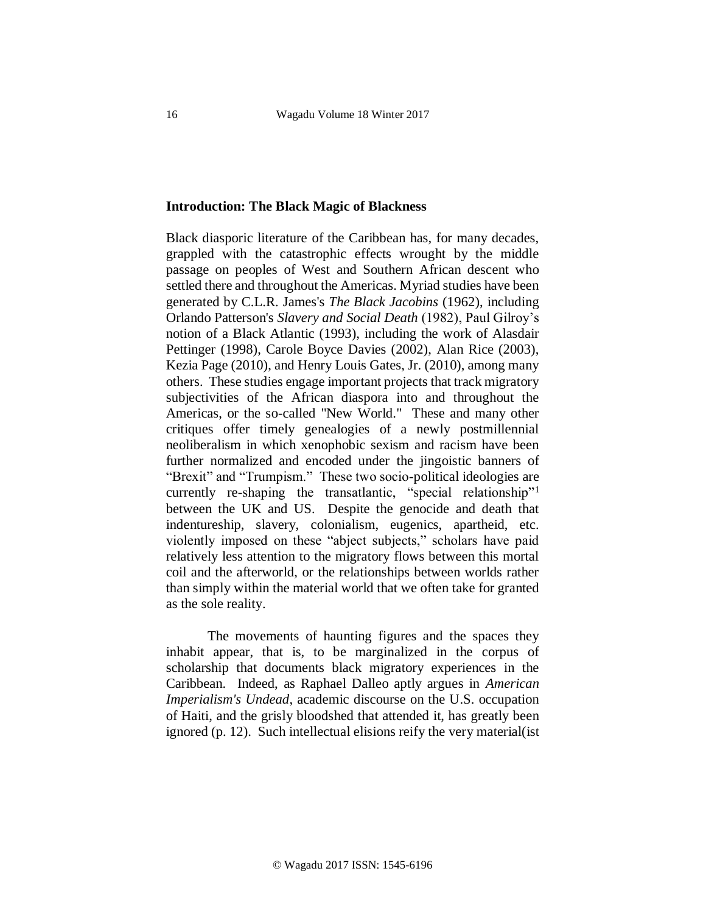## Introduction: The Black Magic of Blackness

Black diasporic literature of the Caribbean has, for many decades, grappled with the catastrophic effects wrought by the middle passage on peoples of West and Southern African descent who settled there and throughout the Americas. Myriad studies have been generated by C.L.R. James's *The Black Jacobins* (1962), including Orlando Patterson's *Slavery and Social Death* (1982), Paul Gilroy's notion of a Black Atlantic (1993), including the work of Alasdair Pettinger (1998), Carole Boyce Davies (2002), Alan Rice (2003), Kezia Page (2010), and Henry Louis Gates, Jr. (2010), among many others. These studies engage important projects that track migratory subjectivities of the African diaspora into and throughout the Americas, or the so-called "New World." These and many other critiques offer timely genealogies of a newly postmillennial neoliberalism in which xenophobic sexism and racism have been further normalized and encoded under the jingoistic banners of "Brexit" and "Trumpism." These two socio-political ideologies are currently re-shaping the transatlantic, "special relationship"[1] between the UK and US. Despite the genocide and death that indentureship, slavery, colonialism, eugenics, apartheid, etc. violently imposed on these "abject subjects," scholars have paid relatively less attention to the migratory flows between this mortal coil and the afterworld, or the relationships between worlds rather than simply within the material world that we often take for granted as the sole reality.

The movements of haunting figures and the spaces they inhabit appear, that is, to be marginalized in the corpus of scholarship that documents black migratory experiences in the Caribbean. Indeed, as Raphael Dalleo aptly argues in *American Imperialism's Undead*, academic discourse on the U.S. occupation of Haiti, and the grisly bloodshed that attended it, has greatly been ignored (p. 12). Such intellectual elisions reify the very material(ist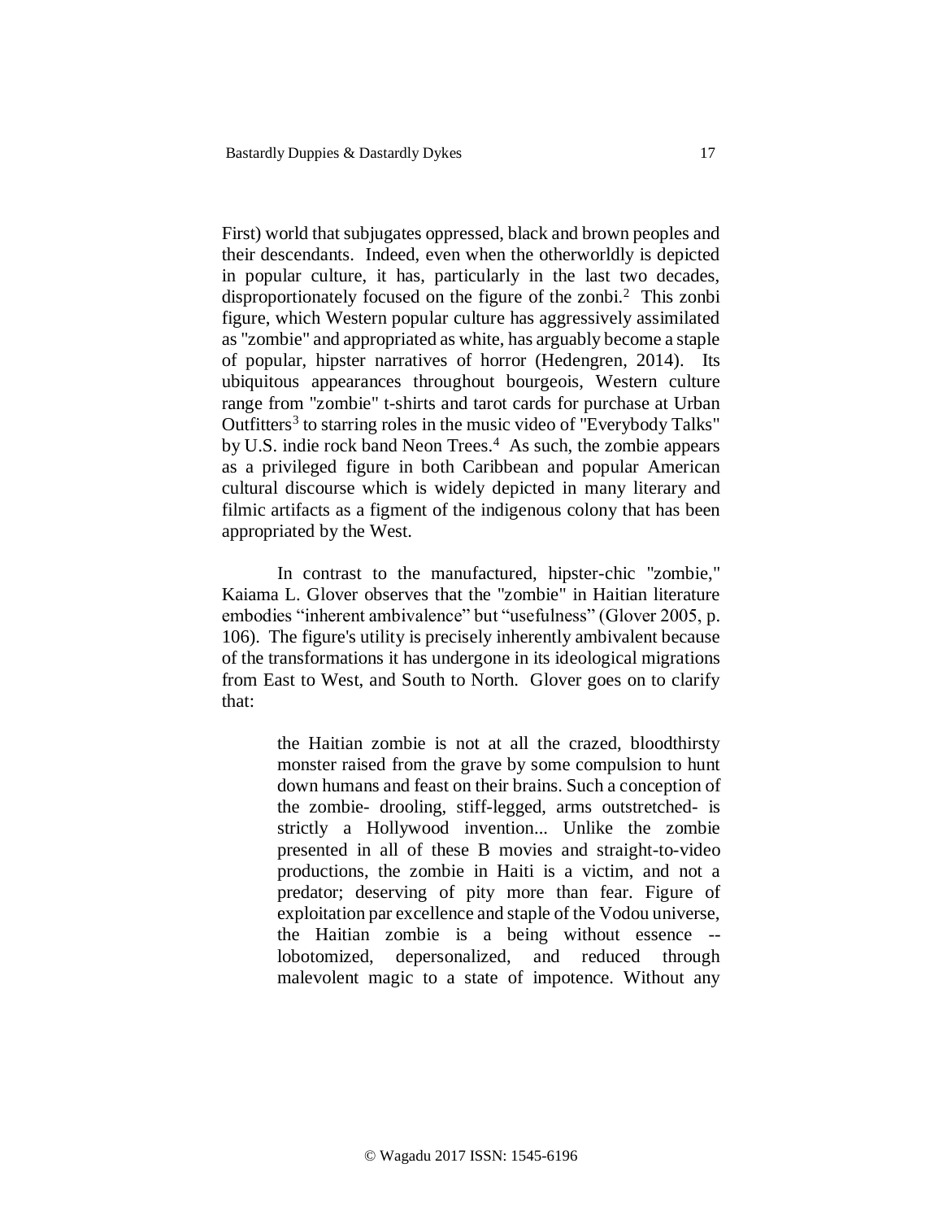First) world that subjugates oppressed, black and brown peoples and their descendants. Indeed, even when the otherworldly is depicted in popular culture, it has, particularly in the last two decades, disproportionately focused on the figure of the zonbi.[2] This zonbi figure, which Western popular culture has aggressively assimilated as "zombie" and appropriated as white, has arguably become a staple of popular, hipster narratives of horror (Hedengren, 2014). Its ubiquitous appearances throughout bourgeois, Western culture range from "zombie" t-shirts and tarot cards for purchase at Urban Outfitters[3] to starring roles in the music video of "Everybody Talks" by U.S. indie rock band Neon Trees.[4] As such, the zombie appears as a privileged figure in both Caribbean and popular American cultural discourse which is widely depicted in many literary and filmic artifacts as a figment of the indigenous colony that has been appropriated by the West.

In contrast to the manufactured, hipster-chic "zombie," Kaiama L. Glover observes that the "zombie" in Haitian literature embodies "inherent ambivalence" but "usefulness" (Glover 2005, p. 106). The figure's utility is precisely inherently ambivalent because of the transformations it has undergone in its ideological migrations from East to West, and South to North. Glover goes on to clarify that:

> the Haitian zombie is not at all the crazed, bloodthirsty monster raised from the grave by some compulsion to hunt down humans and feast on their brains. Such a conception of the zombie- drooling, stiff-legged, arms outstretched- is strictly a Hollywood invention... Unlike the zombie presented in all of these B movies and straight-to-video productions, the zombie in Haiti is a victim, and not a predator; deserving of pity more than fear. Figure of exploitation par excellence and staple of the Vodou universe, the Haitian zombie is a being without essence -- lobotomized, depersonalized, and reduced through malevolent magic to a state of impotence. Without any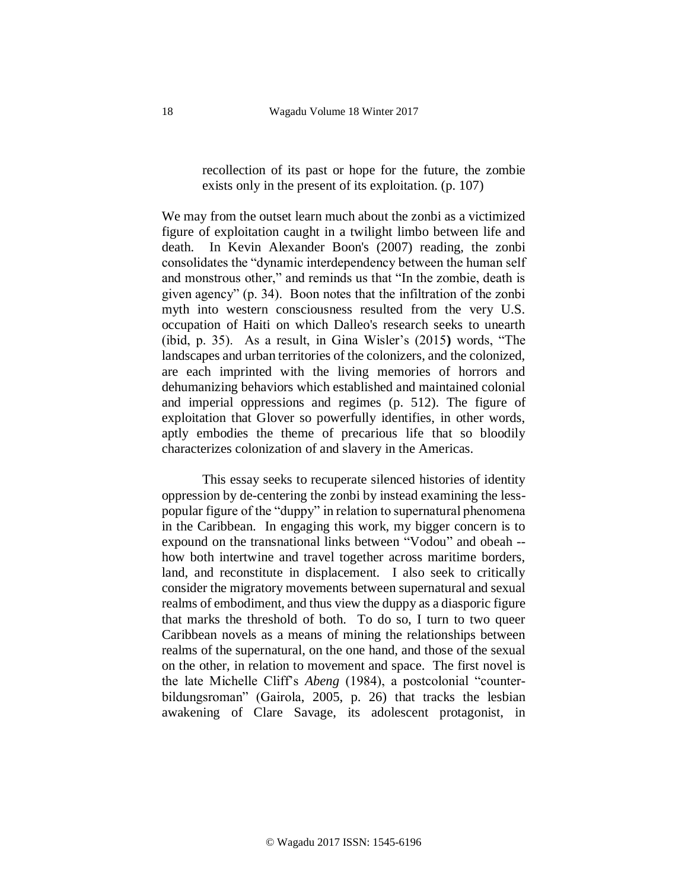> recollection of its past or hope for the future, the zombie exists only in the present of its exploitation. (p. 107)

We may from the outset learn much about the zonbi as a victimized figure of exploitation caught in a twilight limbo between life and death. In Kevin Alexander Boon's (2007) reading, the zonbi consolidates the "dynamic interdependency between the human self and monstrous other," and reminds us that "In the zombie, death is given agency" (p. 34). Boon notes that the infiltration of the zonbi myth into western consciousness resulted from the very U.S. occupation of Haiti on which Dalleo's research seeks to unearth (ibid, p. 35). As a result, in Gina Wisler's (2015**)** words, "The landscapes and urban territories of the colonizers, and the colonized, are each imprinted with the living memories of horrors and dehumanizing behaviors which established and maintained colonial and imperial oppressions and regimes (p. 512). The figure of exploitation that Glover so powerfully identifies, in other words, aptly embodies the theme of precarious life that so bloodily characterizes colonization of and slavery in the Americas.

This essay seeks to recuperate silenced histories of identity oppression by de-centering the zonbi by instead examining the less-popular figure of the "duppy" in relation to supernatural phenomena in the Caribbean. In engaging this work, my bigger concern is to expound on the transnational links between "Vodou" and obeah -- how both intertwine and travel together across maritime borders, land, and reconstitute in displacement. I also seek to critically consider the migratory movements between supernatural and sexual realms of embodiment, and thus view the duppy as a diasporic figure that marks the threshold of both. To do so, I turn to two queer Caribbean novels as a means of mining the relationships between realms of the supernatural, on the one hand, and those of the sexual on the other, in relation to movement and space. The first novel is the late Michelle Cliff's *Abeng* (1984), a postcolonial "counter-bildungsroman" (Gairola, 2005, p. 26) that tracks the lesbian awakening of Clare Savage, its adolescent protagonist, in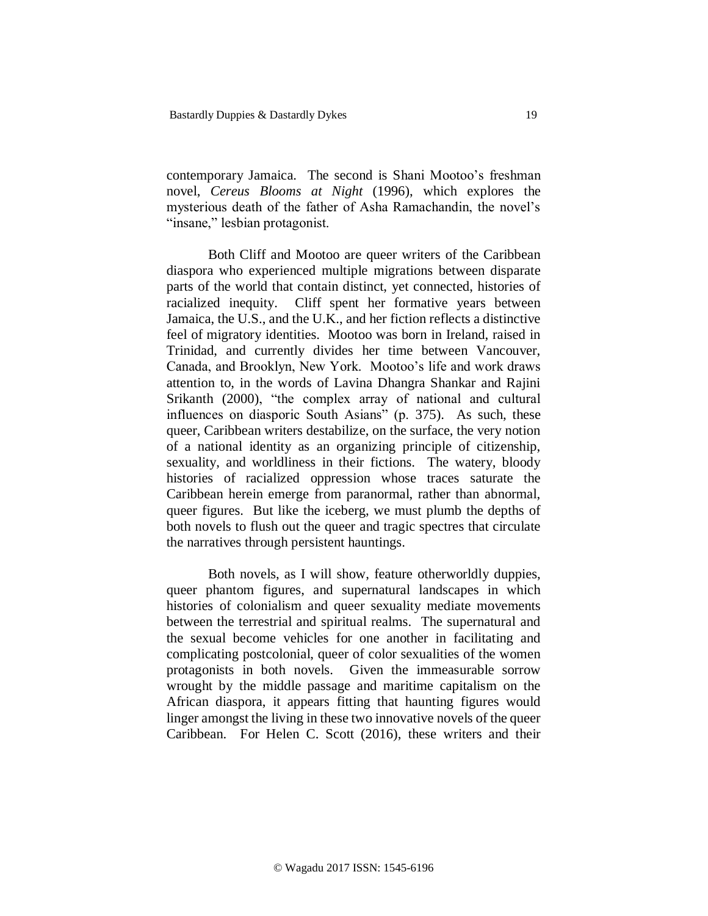contemporary Jamaica. The second is Shani Mootoo's freshman novel, *Cereus Blooms at Night* (1996), which explores the mysterious death of the father of Asha Ramachandin, the novel's "insane," lesbian protagonist.

Both Cliff and Mootoo are queer writers of the Caribbean diaspora who experienced multiple migrations between disparate parts of the world that contain distinct, yet connected, histories of racialized inequity. Cliff spent her formative years between Jamaica, the U.S., and the U.K., and her fiction reflects a distinctive feel of migratory identities. Mootoo was born in Ireland, raised in Trinidad, and currently divides her time between Vancouver, Canada, and Brooklyn, New York. Mootoo's life and work draws attention to, in the words of Lavina Dhangra Shankar and Rajini Srikanth (2000), "the complex array of national and cultural influences on diasporic South Asians" (p. 375). As such, these queer, Caribbean writers destabilize, on the surface, the very notion of a national identity as an organizing principle of citizenship, sexuality, and worldliness in their fictions. The watery, bloody histories of racialized oppression whose traces saturate the Caribbean herein emerge from paranormal, rather than abnormal, queer figures. But like the iceberg, we must plumb the depths of both novels to flush out the queer and tragic spectres that circulate the narratives through persistent hauntings.

Both novels, as I will show, feature otherworldly duppies, queer phantom figures, and supernatural landscapes in which histories of colonialism and queer sexuality mediate movements between the terrestrial and spiritual realms. The supernatural and the sexual become vehicles for one another in facilitating and complicating postcolonial, queer of color sexualities of the women protagonists in both novels. Given the immeasurable sorrow wrought by the middle passage and maritime capitalism on the African diaspora, it appears fitting that haunting figures would linger amongst the living in these two innovative novels of the queer Caribbean. For Helen C. Scott (2016), these writers and their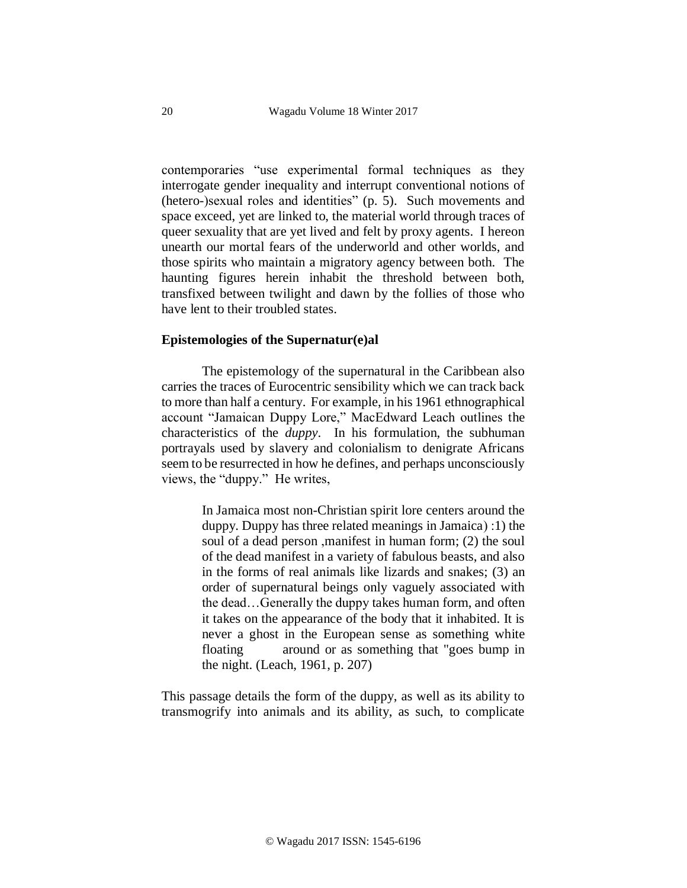contemporaries "use experimental formal techniques as they interrogate gender inequality and interrupt conventional notions of (hetero-)sexual roles and identities" (p. 5). Such movements and space exceed, yet are linked to, the material world through traces of queer sexuality that are yet lived and felt by proxy agents. I hereon unearth our mortal fears of the underworld and other worlds, and those spirits who maintain a migratory agency between both. The haunting figures herein inhabit the threshold between both, transfixed between twilight and dawn by the follies of those who have lent to their troubled states.

## Epistemologies of the Supernatur(e)al

The epistemology of the supernatural in the Caribbean also carries the traces of Eurocentric sensibility which we can track back to more than half a century. For example, in his 1961 ethnographical account "Jamaican Duppy Lore," MacEdward Leach outlines the characteristics of the *duppy*. In his formulation, the subhuman portrayals used by slavery and colonialism to denigrate Africans seem to be resurrected in how he defines, and perhaps unconsciously views, the "duppy." He writes,

> In Jamaica most non-Christian spirit lore centers around the duppy. Duppy has three related meanings in Jamaica) :1) the soul of a dead person ,manifest in human form; (2) the soul of the dead manifest in a variety of fabulous beasts, and also in the forms of real animals like lizards and snakes; (3) an order of supernatural beings only vaguely associated with the dead…Generally the duppy takes human form, and often it takes on the appearance of the body that it inhabited. It is never a ghost in the European sense as something white floating around or as something that "goes bump in the night. (Leach, 1961, p. 207)

This passage details the form of the duppy, as well as its ability to transmogrify into animals and its ability, as such, to complicate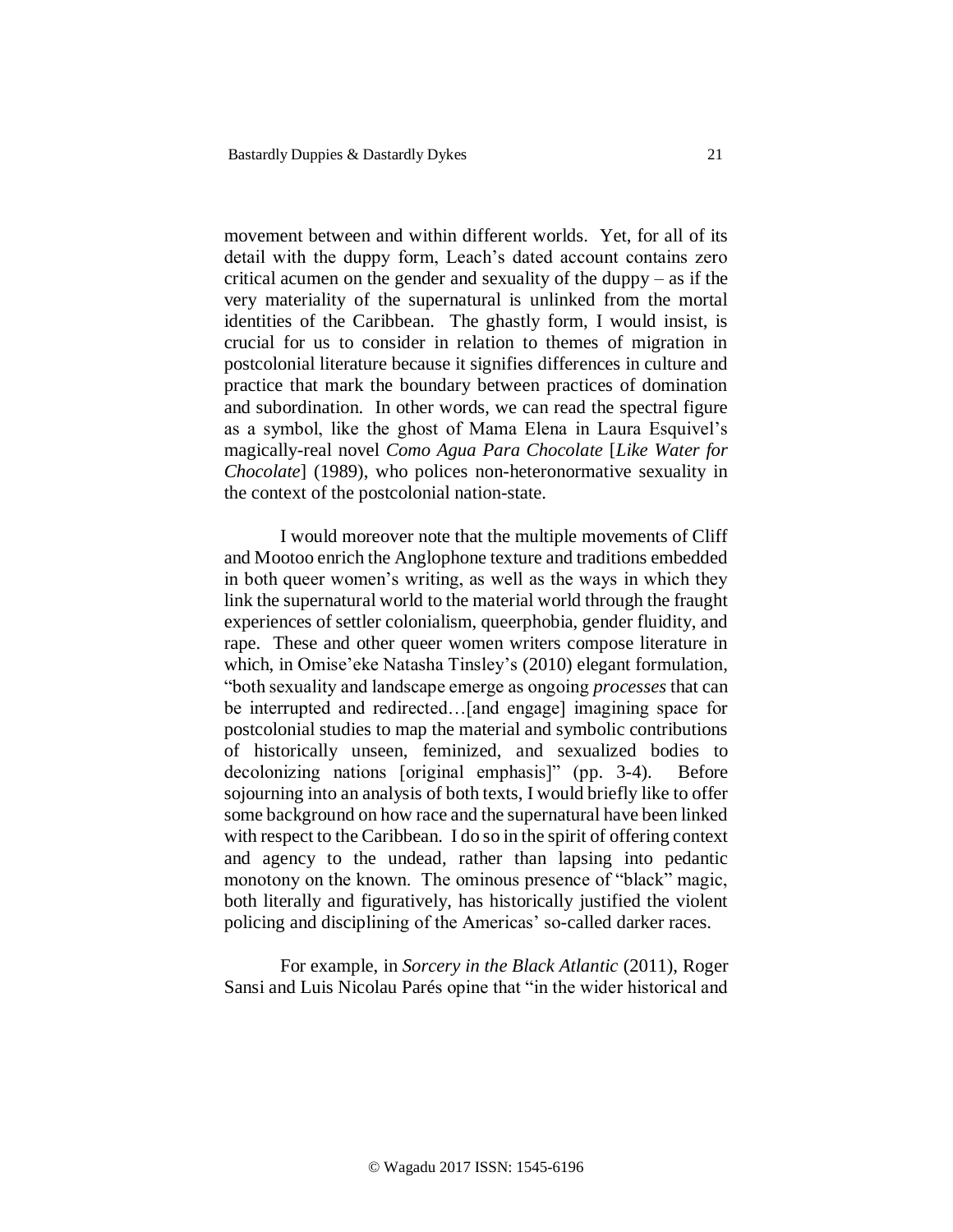movement between and within different worlds. Yet, for all of its detail with the duppy form, Leach's dated account contains zero critical acumen on the gender and sexuality of the duppy – as if the very materiality of the supernatural is unlinked from the mortal identities of the Caribbean. The ghastly form, I would insist, is crucial for us to consider in relation to themes of migration in postcolonial literature because it signifies differences in culture and practice that mark the boundary between practices of domination and subordination. In other words, we can read the spectral figure as a symbol, like the ghost of Mama Elena in Laura Esquivel's magically-real novel *Como Agua Para Chocolate* [*Like Water for Chocolate*] (1989), who polices non-heteronormative sexuality in the context of the postcolonial nation-state.

I would moreover note that the multiple movements of Cliff and Mootoo enrich the Anglophone texture and traditions embedded in both queer women's writing, as well as the ways in which they link the supernatural world to the material world through the fraught experiences of settler colonialism, queerphobia, gender fluidity, and rape. These and other queer women writers compose literature in which, in Omise'eke Natasha Tinsley's (2010) elegant formulation, "both sexuality and landscape emerge as ongoing *processes* that can be interrupted and redirected…[and engage] imagining space for postcolonial studies to map the material and symbolic contributions of historically unseen, feminized, and sexualized bodies to decolonizing nations [original emphasis]" (pp. 3-4). Before sojourning into an analysis of both texts, I would briefly like to offer some background on how race and the supernatural have been linked with respect to the Caribbean. I do so in the spirit of offering context and agency to the undead, rather than lapsing into pedantic monotony on the known. The ominous presence of "black" magic, both literally and figuratively, has historically justified the violent policing and disciplining of the Americas' so-called darker races.

For example, in *Sorcery in the Black Atlantic* (2011), Roger Sansi and Luis Nicolau Parés opine that "in the wider historical and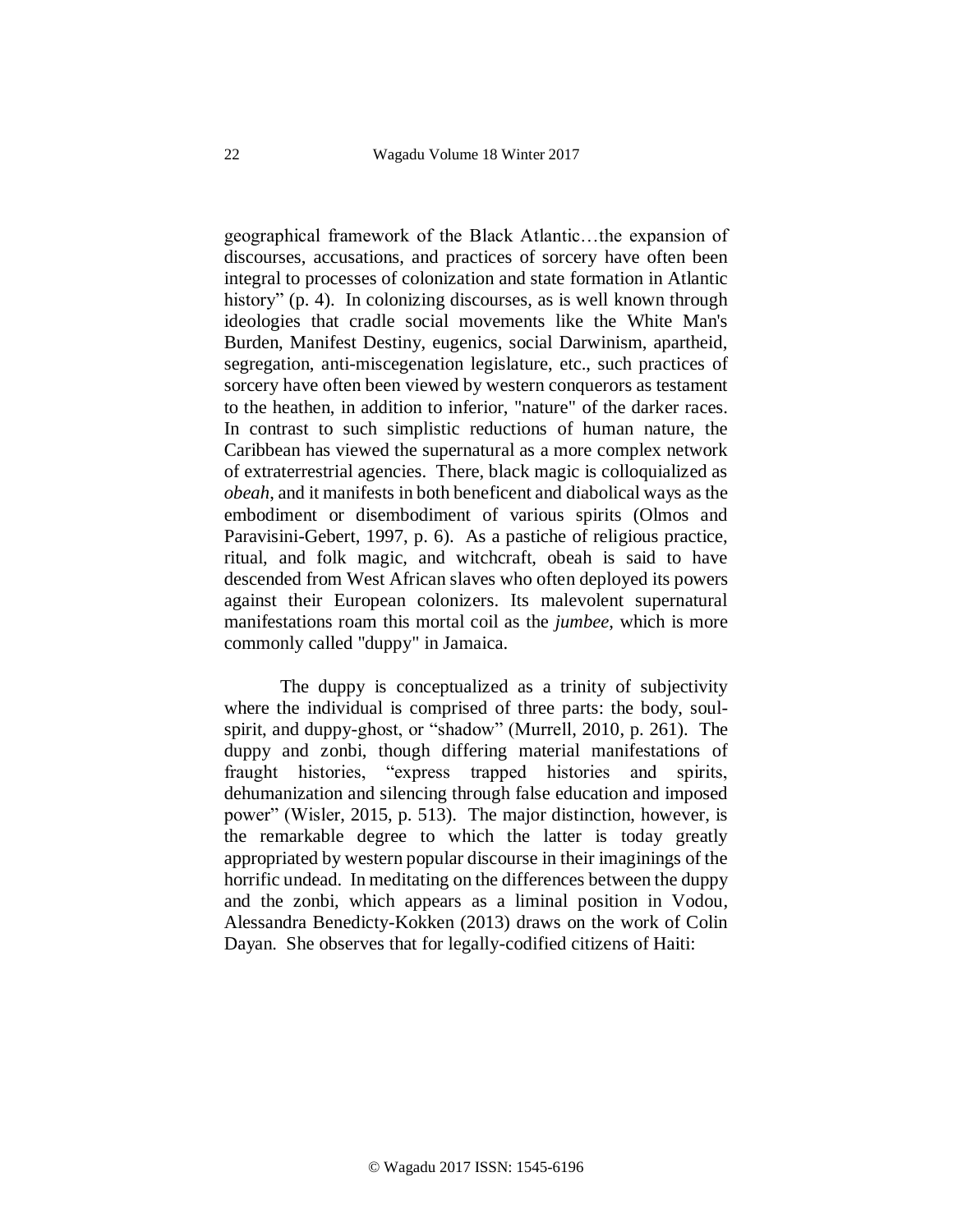geographical framework of the Black Atlantic…the expansion of discourses, accusations, and practices of sorcery have often been integral to processes of colonization and state formation in Atlantic history" (p. 4). In colonizing discourses, as is well known through ideologies that cradle social movements like the White Man's Burden, Manifest Destiny, eugenics, social Darwinism, apartheid, segregation, anti-miscegenation legislature, etc., such practices of sorcery have often been viewed by western conquerors as testament to the heathen, in addition to inferior, "nature" of the darker races. In contrast to such simplistic reductions of human nature, the Caribbean has viewed the supernatural as a more complex network of extraterrestrial agencies. There, black magic is colloquialized as *obeah*, and it manifests in both beneficent and diabolical ways as the embodiment or disembodiment of various spirits (Olmos and Paravisini-Gebert, 1997, p. 6). As a pastiche of religious practice, ritual, and folk magic, and witchcraft, obeah is said to have descended from West African slaves who often deployed its powers against their European colonizers. Its malevolent supernatural manifestations roam this mortal coil as the *jumbee*, which is more commonly called "duppy" in Jamaica.

The duppy is conceptualized as a trinity of subjectivity where the individual is comprised of three parts: the body, soul-spirit, and duppy-ghost, or "shadow" (Murrell, 2010, p. 261). The duppy and zonbi, though differing material manifestations of fraught histories, "express trapped histories and spirits, dehumanization and silencing through false education and imposed power" (Wisler, 2015, p. 513). The major distinction, however, is the remarkable degree to which the latter is today greatly appropriated by western popular discourse in their imaginings of the horrific undead. In meditating on the differences between the duppy and the zonbi, which appears as a liminal position in Vodou, Alessandra Benedicty-Kokken (2013) draws on the work of Colin Dayan. She observes that for legally-codified citizens of Haiti: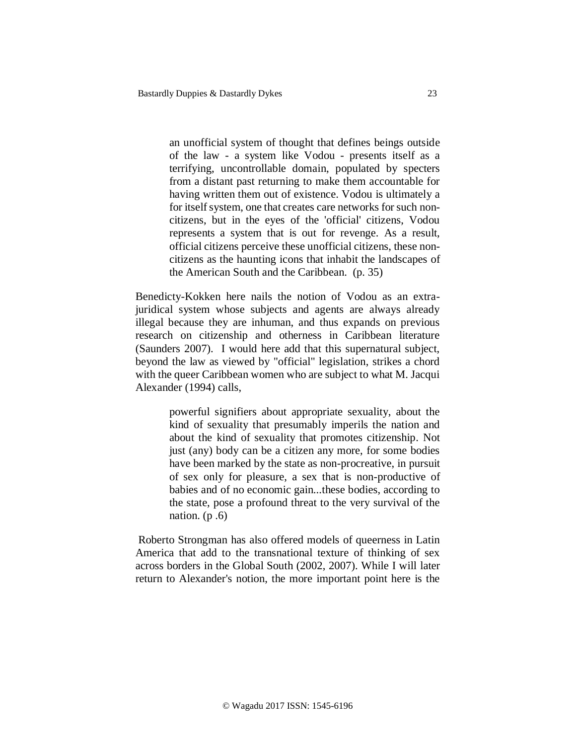> an unofficial system of thought that defines beings outside of the law - a system like Vodou - presents itself as a terrifying, uncontrollable domain, populated by specters from a distant past returning to make them accountable for having written them out of existence. Vodou is ultimately a for itself system, one that creates care networks for such non-citizens, but in the eyes of the 'official' citizens, Vodou represents a system that is out for revenge. As a result, official citizens perceive these unofficial citizens, these non-citizens as the haunting icons that inhabit the landscapes of the American South and the Caribbean. (p. 35)

Benedicty-Kokken here nails the notion of Vodou as an extra-juridical system whose subjects and agents are always already illegal because they are inhuman, and thus expands on previous research on citizenship and otherness in Caribbean literature (Saunders 2007). I would here add that this supernatural subject, beyond the law as viewed by "official" legislation, strikes a chord with the queer Caribbean women who are subject to what M. Jacqui Alexander (1994) calls,

> powerful signifiers about appropriate sexuality, about the kind of sexuality that presumably imperils the nation and about the kind of sexuality that promotes citizenship. Not just (any) body can be a citizen any more, for some bodies have been marked by the state as non-procreative, in pursuit of sex only for pleasure, a sex that is non-productive of babies and of no economic gain...these bodies, according to the state, pose a profound threat to the very survival of the nation. (p .6)

Roberto Strongman has also offered models of queerness in Latin America that add to the transnational texture of thinking of sex across borders in the Global South (2002, 2007). While I will later return to Alexander's notion, the more important point here is the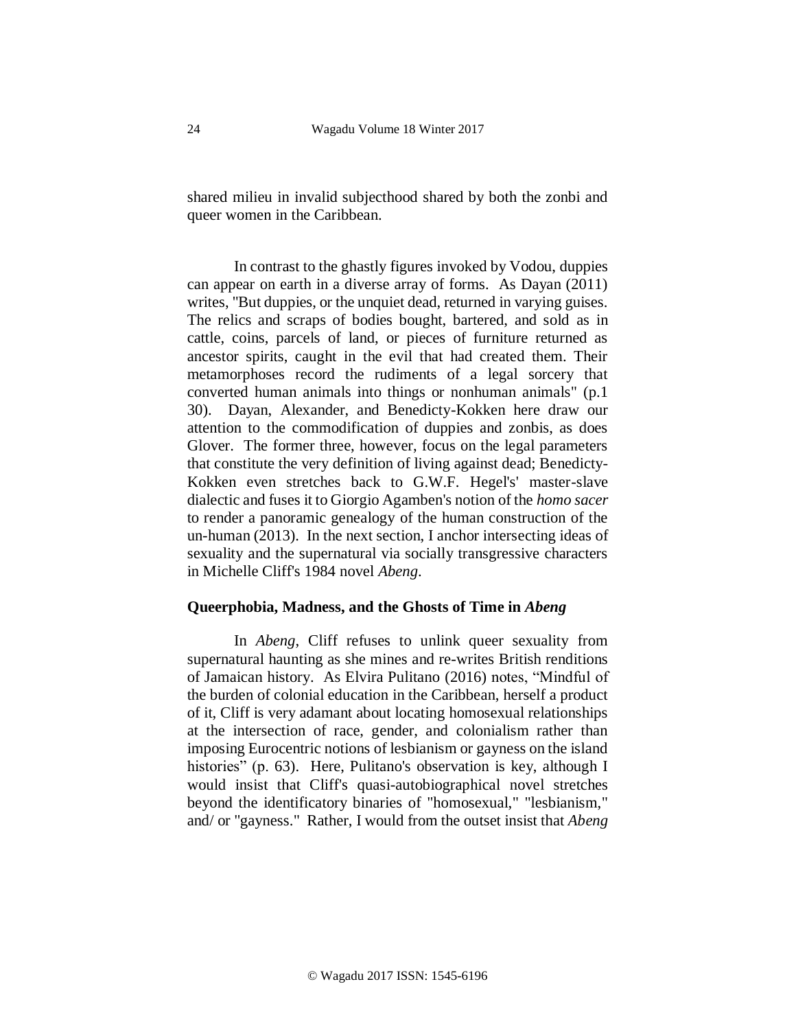shared milieu in invalid subjecthood shared by both the zonbi and queer women in the Caribbean.

In contrast to the ghastly figures invoked by Vodou, duppies can appear on earth in a diverse array of forms. As Dayan (2011) writes, "But duppies, or the unquiet dead, returned in varying guises. The relics and scraps of bodies bought, bartered, and sold as in cattle, coins, parcels of land, or pieces of furniture returned as ancestor spirits, caught in the evil that had created them. Their metamorphoses record the rudiments of a legal sorcery that converted human animals into things or nonhuman animals" (p.1 30). Dayan, Alexander, and Benedicty-Kokken here draw our attention to the commodification of duppies and zonbis, as does Glover. The former three, however, focus on the legal parameters that constitute the very definition of living against dead; Benedicty-Kokken even stretches back to G.W.F. Hegel's' master-slave dialectic and fuses it to Giorgio Agamben's notion of the *homo sacer* to render a panoramic genealogy of the human construction of the un-human (2013). In the next section, I anchor intersecting ideas of sexuality and the supernatural via socially transgressive characters in Michelle Cliff's 1984 novel *Abeng*.

## Queerphobia, Madness, and the Ghosts of Time in *Abeng*

In *Abeng*, Cliff refuses to unlink queer sexuality from supernatural haunting as she mines and re-writes British renditions of Jamaican history. As Elvira Pulitano (2016) notes, "Mindful of the burden of colonial education in the Caribbean, herself a product of it, Cliff is very adamant about locating homosexual relationships at the intersection of race, gender, and colonialism rather than imposing Eurocentric notions of lesbianism or gayness on the island histories" (p. 63). Here, Pulitano's observation is key, although I would insist that Cliff's quasi-autobiographical novel stretches beyond the identificatory binaries of "homosexual," "lesbianism," and/ or "gayness." Rather, I would from the outset insist that *Abeng*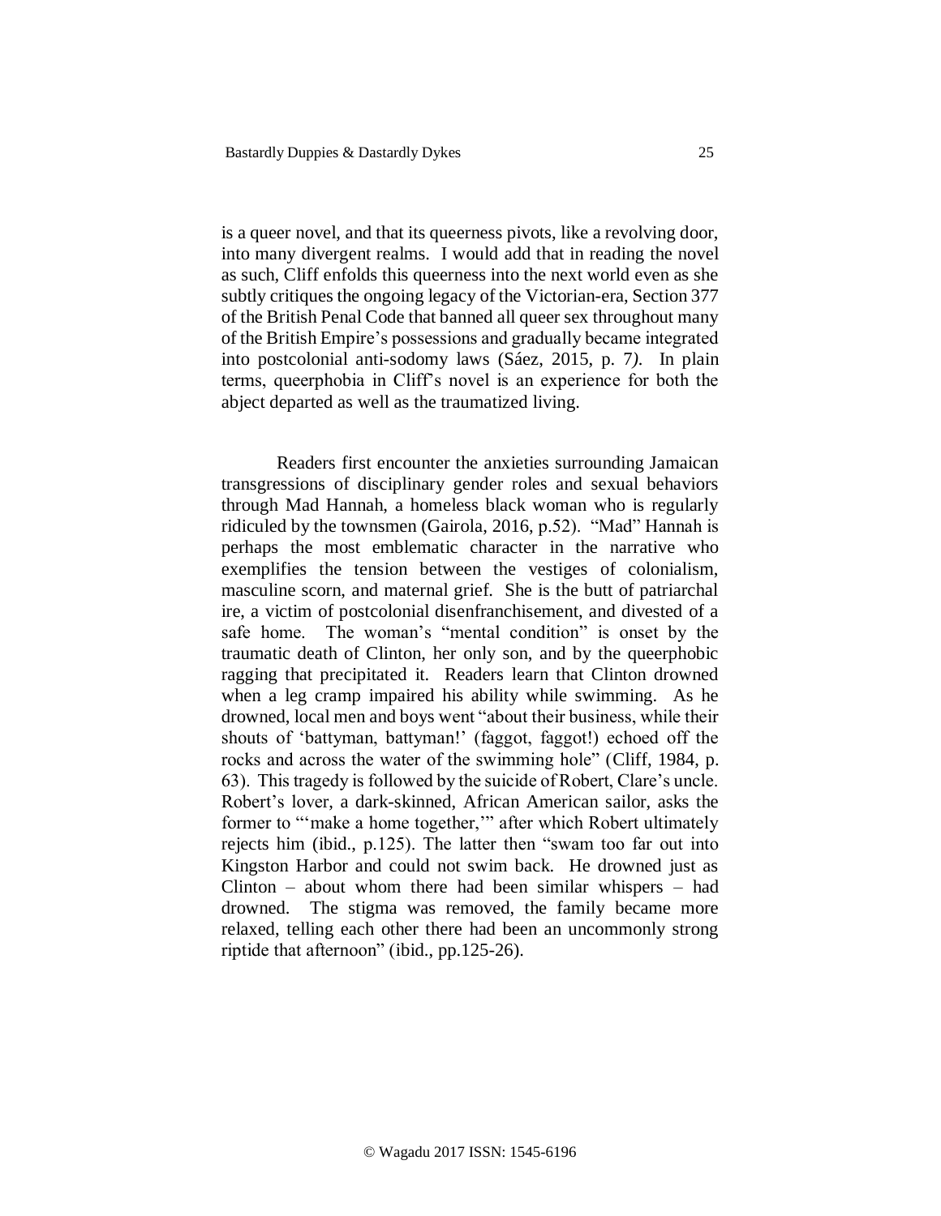is a queer novel, and that its queerness pivots, like a revolving door, into many divergent realms. I would add that in reading the novel as such, Cliff enfolds this queerness into the next world even as she subtly critiques the ongoing legacy of the Victorian-era, Section 377 of the British Penal Code that banned all queer sex throughout many of the British Empire's possessions and gradually became integrated into postcolonial anti-sodomy laws (Sáez, 2015, p. 7*).* In plain terms, queerphobia in Cliff's novel is an experience for both the abject departed as well as the traumatized living.

Readers first encounter the anxieties surrounding Jamaican transgressions of disciplinary gender roles and sexual behaviors through Mad Hannah, a homeless black woman who is regularly ridiculed by the townsmen (Gairola, 2016, p.52). "Mad" Hannah is perhaps the most emblematic character in the narrative who exemplifies the tension between the vestiges of colonialism, masculine scorn, and maternal grief. She is the butt of patriarchal ire, a victim of postcolonial disenfranchisement, and divested of a safe home. The woman's "mental condition" is onset by the traumatic death of Clinton, her only son, and by the queerphobic ragging that precipitated it. Readers learn that Clinton drowned when a leg cramp impaired his ability while swimming. As he drowned, local men and boys went "about their business, while their shouts of 'battyman, battyman!' (faggot, faggot!) echoed off the rocks and across the water of the swimming hole" (Cliff, 1984, p. 63). This tragedy is followed by the suicide of Robert, Clare's uncle. Robert's lover, a dark-skinned, African American sailor, asks the former to "'make a home together,'" after which Robert ultimately rejects him (ibid., p.125). The latter then "swam too far out into Kingston Harbor and could not swim back. He drowned just as Clinton – about whom there had been similar whispers – had drowned. The stigma was removed, the family became more relaxed, telling each other there had been an uncommonly strong riptide that afternoon" (ibid., pp.125-26).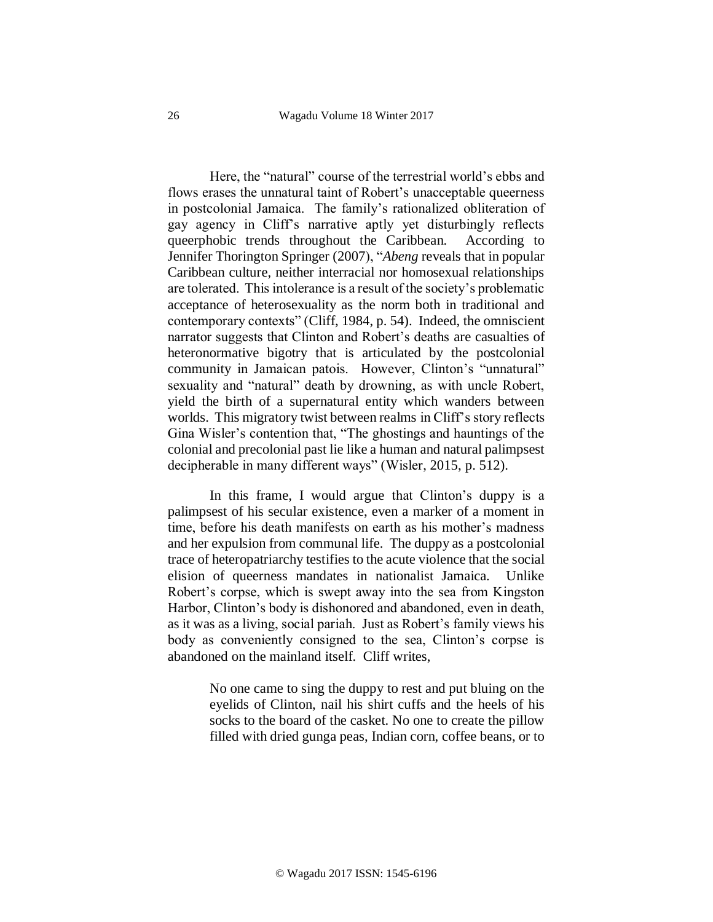Here, the "natural" course of the terrestrial world's ebbs and flows erases the unnatural taint of Robert's unacceptable queerness in postcolonial Jamaica. The family's rationalized obliteration of gay agency in Cliff's narrative aptly yet disturbingly reflects queerphobic trends throughout the Caribbean. According to Jennifer Thorington Springer (2007), "*Abeng* reveals that in popular Caribbean culture, neither interracial nor homosexual relationships are tolerated. This intolerance is a result of the society's problematic acceptance of heterosexuality as the norm both in traditional and contemporary contexts" (Cliff, 1984, p. 54). Indeed, the omniscient narrator suggests that Clinton and Robert's deaths are casualties of heteronormative bigotry that is articulated by the postcolonial community in Jamaican patois. However, Clinton's "unnatural" sexuality and "natural" death by drowning, as with uncle Robert, yield the birth of a supernatural entity which wanders between worlds. This migratory twist between realms in Cliff's story reflects Gina Wisler's contention that, "The ghostings and hauntings of the colonial and precolonial past lie like a human and natural palimpsest decipherable in many different ways" (Wisler, 2015, p. 512).

In this frame, I would argue that Clinton's duppy is a palimpsest of his secular existence, even a marker of a moment in time, before his death manifests on earth as his mother's madness and her expulsion from communal life. The duppy as a postcolonial trace of heteropatriarchy testifies to the acute violence that the social elision of queerness mandates in nationalist Jamaica. Unlike Robert's corpse, which is swept away into the sea from Kingston Harbor, Clinton's body is dishonored and abandoned, even in death, as it was as a living, social pariah. Just as Robert's family views his body as conveniently consigned to the sea, Clinton's corpse is abandoned on the mainland itself. Cliff writes,

> No one came to sing the duppy to rest and put bluing on the eyelids of Clinton, nail his shirt cuffs and the heels of his socks to the board of the casket. No one to create the pillow filled with dried gunga peas, Indian corn, coffee beans, or to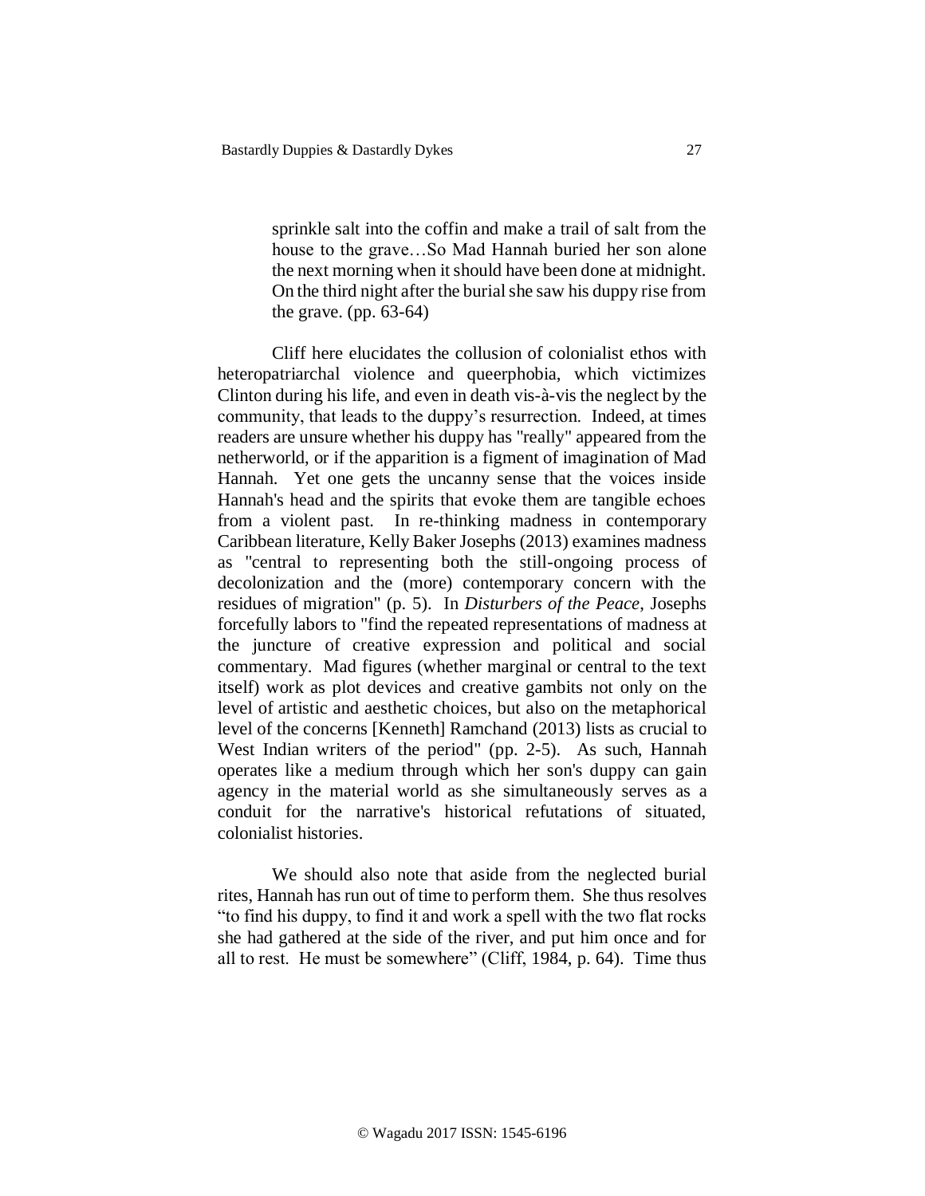> sprinkle salt into the coffin and make a trail of salt from the house to the grave…So Mad Hannah buried her son alone the next morning when it should have been done at midnight. On the third night after the burial she saw his duppy rise from the grave. (pp. 63-64)

Cliff here elucidates the collusion of colonialist ethos with heteropatriarchal violence and queerphobia, which victimizes Clinton during his life, and even in death vis-à-vis the neglect by the community, that leads to the duppy's resurrection. Indeed, at times readers are unsure whether his duppy has "really" appeared from the netherworld, or if the apparition is a figment of imagination of Mad Hannah. Yet one gets the uncanny sense that the voices inside Hannah's head and the spirits that evoke them are tangible echoes from a violent past. In re-thinking madness in contemporary Caribbean literature, Kelly Baker Josephs (2013) examines madness as "central to representing both the still-ongoing process of decolonization and the (more) contemporary concern with the residues of migration" (p. 5). In *Disturbers of the Peace*, Josephs forcefully labors to "find the repeated representations of madness at the juncture of creative expression and political and social commentary. Mad figures (whether marginal or central to the text itself) work as plot devices and creative gambits not only on the level of artistic and aesthetic choices, but also on the metaphorical level of the concerns [Kenneth] Ramchand (2013) lists as crucial to West Indian writers of the period" (pp. 2-5). As such, Hannah operates like a medium through which her son's duppy can gain agency in the material world as she simultaneously serves as a conduit for the narrative's historical refutations of situated, colonialist histories.

We should also note that aside from the neglected burial rites, Hannah has run out of time to perform them. She thus resolves "to find his duppy, to find it and work a spell with the two flat rocks she had gathered at the side of the river, and put him once and for all to rest. He must be somewhere" (Cliff, 1984, p. 64). Time thus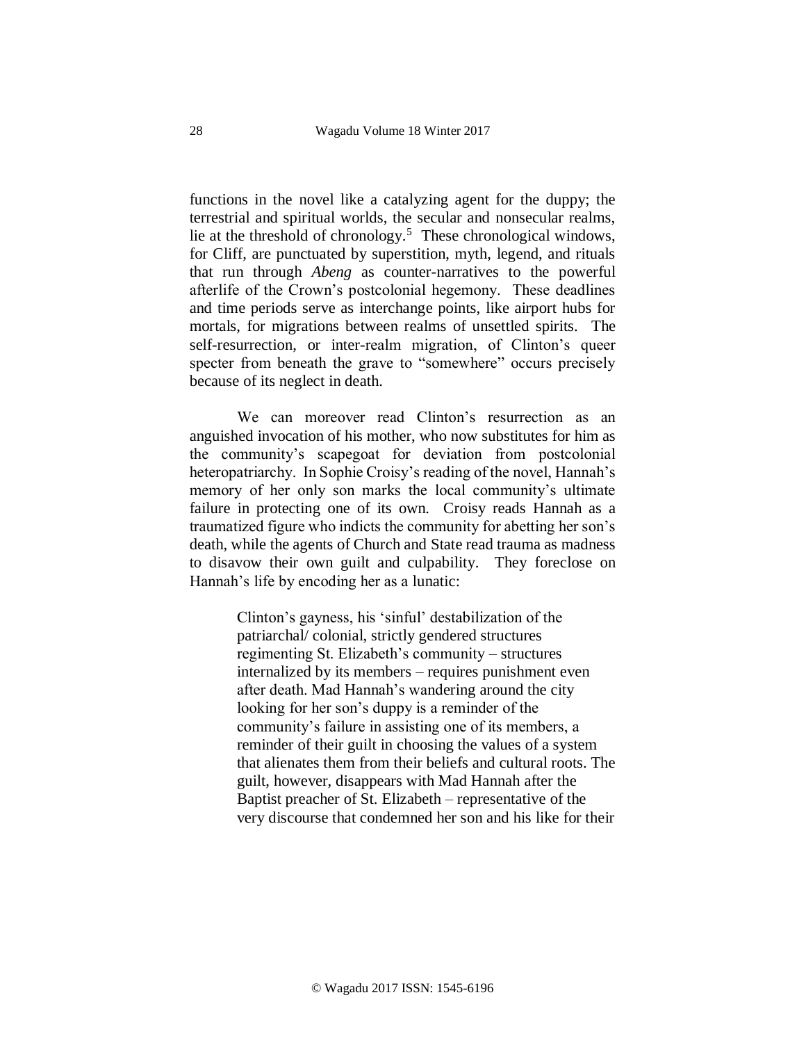functions in the novel like a catalyzing agent for the duppy; the terrestrial and spiritual worlds, the secular and nonsecular realms, lie at the threshold of chronology.[5] These chronological windows, for Cliff, are punctuated by superstition, myth, legend, and rituals that run through *Abeng* as counter-narratives to the powerful afterlife of the Crown's postcolonial hegemony. These deadlines and time periods serve as interchange points, like airport hubs for mortals, for migrations between realms of unsettled spirits. The self-resurrection, or inter-realm migration, of Clinton's queer specter from beneath the grave to "somewhere" occurs precisely because of its neglect in death.

We can moreover read Clinton's resurrection as an anguished invocation of his mother, who now substitutes for him as the community's scapegoat for deviation from postcolonial heteropatriarchy. In Sophie Croisy's reading of the novel, Hannah's memory of her only son marks the local community's ultimate failure in protecting one of its own. Croisy reads Hannah as a traumatized figure who indicts the community for abetting her son's death, while the agents of Church and State read trauma as madness to disavow their own guilt and culpability. They foreclose on Hannah's life by encoding her as a lunatic:

> Clinton's gayness, his 'sinful' destabilization of the patriarchal/ colonial, strictly gendered structures regimenting St. Elizabeth's community – structures internalized by its members – requires punishment even after death. Mad Hannah's wandering around the city looking for her son's duppy is a reminder of the community's failure in assisting one of its members, a reminder of their guilt in choosing the values of a system that alienates them from their beliefs and cultural roots. The guilt, however, disappears with Mad Hannah after the Baptist preacher of St. Elizabeth – representative of the very discourse that condemned her son and his like for their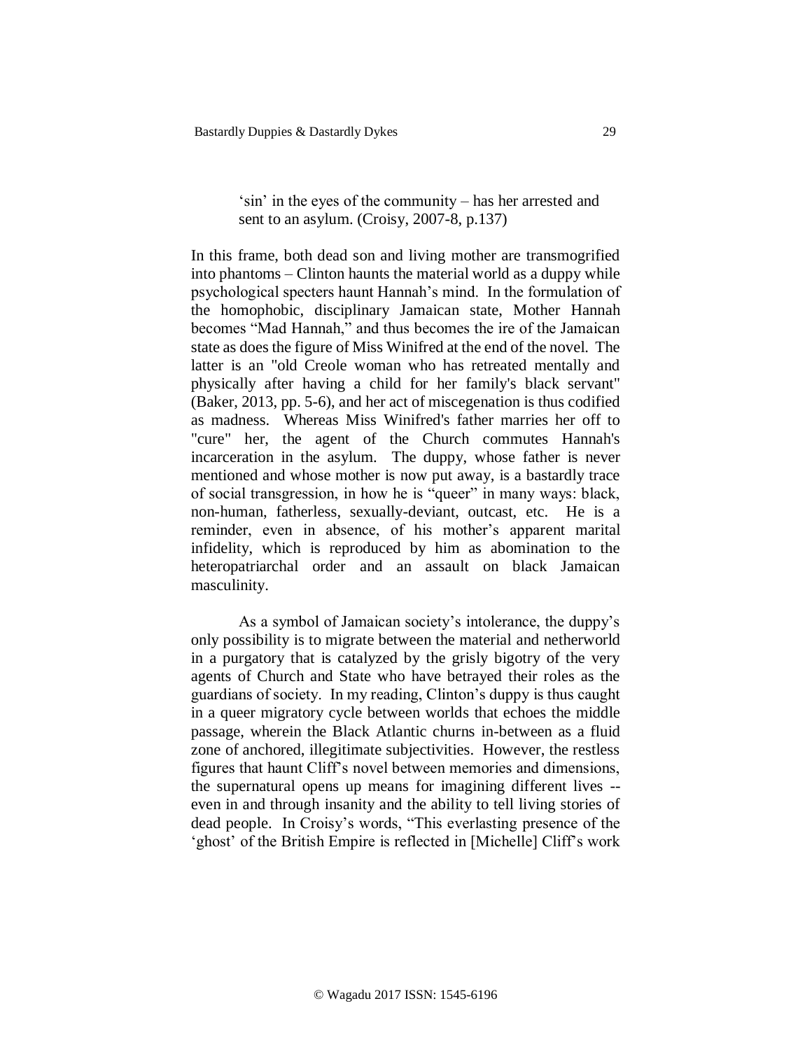> 'sin' in the eyes of the community – has her arrested and sent to an asylum. (Croisy, 2007-8, p.137)

In this frame, both dead son and living mother are transmogrified into phantoms – Clinton haunts the material world as a duppy while psychological specters haunt Hannah's mind. In the formulation of the homophobic, disciplinary Jamaican state, Mother Hannah becomes "Mad Hannah," and thus becomes the ire of the Jamaican state as does the figure of Miss Winifred at the end of the novel. The latter is an "old Creole woman who has retreated mentally and physically after having a child for her family's black servant" (Baker, 2013, pp. 5-6), and her act of miscegenation is thus codified as madness. Whereas Miss Winifred's father marries her off to "cure" her, the agent of the Church commutes Hannah's incarceration in the asylum. The duppy, whose father is never mentioned and whose mother is now put away, is a bastardly trace of social transgression, in how he is "queer" in many ways: black, non-human, fatherless, sexually-deviant, outcast, etc. He is a reminder, even in absence, of his mother's apparent marital infidelity, which is reproduced by him as abomination to the heteropatriarchal order and an assault on black Jamaican masculinity.

As a symbol of Jamaican society's intolerance, the duppy's only possibility is to migrate between the material and netherworld in a purgatory that is catalyzed by the grisly bigotry of the very agents of Church and State who have betrayed their roles as the guardians of society. In my reading, Clinton's duppy is thus caught in a queer migratory cycle between worlds that echoes the middle passage, wherein the Black Atlantic churns in-between as a fluid zone of anchored, illegitimate subjectivities. However, the restless figures that haunt Cliff's novel between memories and dimensions, the supernatural opens up means for imagining different lives -- even in and through insanity and the ability to tell living stories of dead people. In Croisy's words, "This everlasting presence of the 'ghost' of the British Empire is reflected in [Michelle] Cliff's work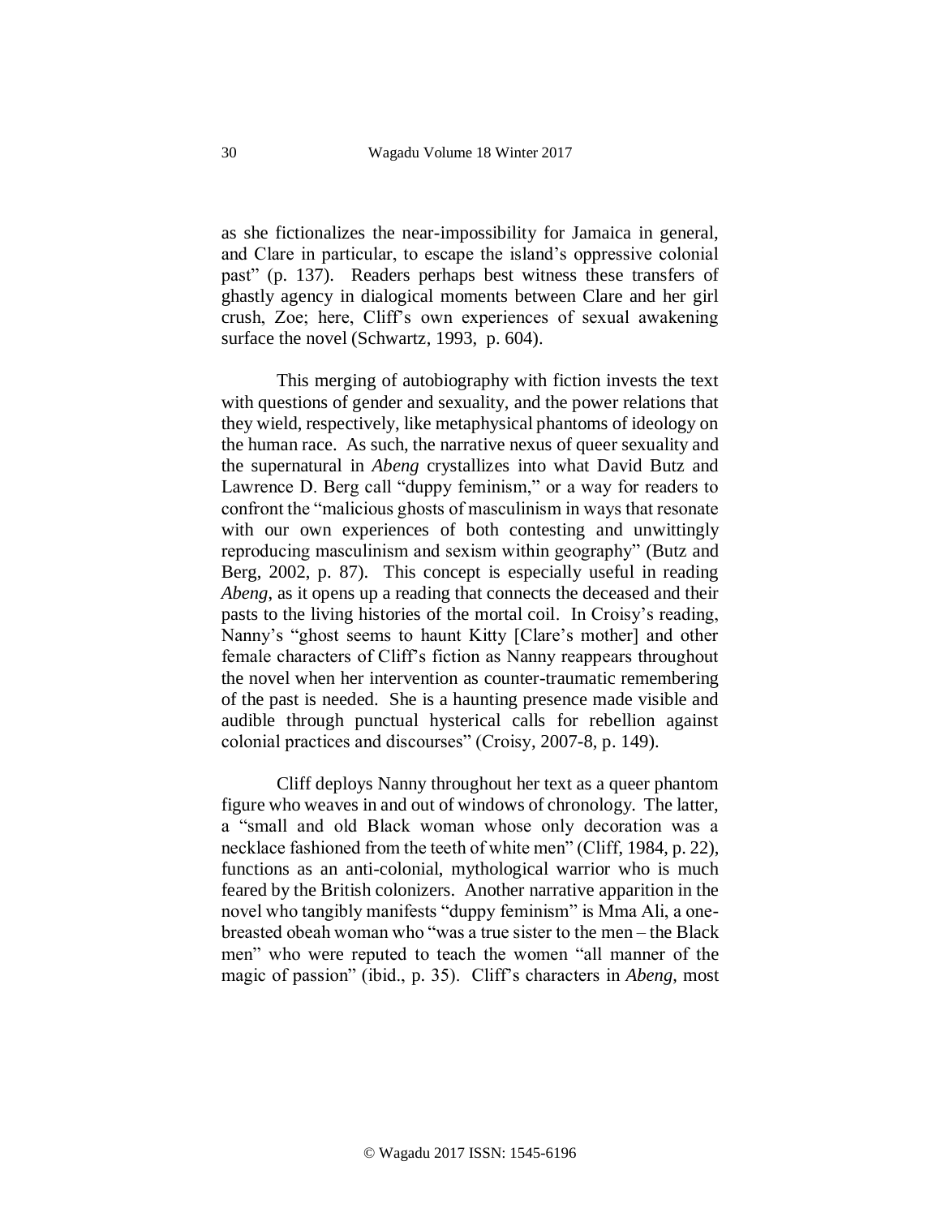as she fictionalizes the near-impossibility for Jamaica in general, and Clare in particular, to escape the island's oppressive colonial past" (p. 137). Readers perhaps best witness these transfers of ghastly agency in dialogical moments between Clare and her girl crush, Zoe; here, Cliff's own experiences of sexual awakening surface the novel (Schwartz, 1993, p. 604).

This merging of autobiography with fiction invests the text with questions of gender and sexuality, and the power relations that they wield, respectively, like metaphysical phantoms of ideology on the human race. As such, the narrative nexus of queer sexuality and the supernatural in *Abeng* crystallizes into what David Butz and Lawrence D. Berg call "duppy feminism," or a way for readers to confront the "malicious ghosts of masculinism in ways that resonate with our own experiences of both contesting and unwittingly reproducing masculinism and sexism within geography" (Butz and Berg, 2002, p. 87). This concept is especially useful in reading *Abeng*, as it opens up a reading that connects the deceased and their pasts to the living histories of the mortal coil. In Croisy's reading, Nanny's "ghost seems to haunt Kitty [Clare's mother] and other female characters of Cliff's fiction as Nanny reappears throughout the novel when her intervention as counter-traumatic remembering of the past is needed. She is a haunting presence made visible and audible through punctual hysterical calls for rebellion against colonial practices and discourses" (Croisy, 2007-8, p. 149).

Cliff deploys Nanny throughout her text as a queer phantom figure who weaves in and out of windows of chronology. The latter, a "small and old Black woman whose only decoration was a necklace fashioned from the teeth of white men" (Cliff, 1984, p. 22), functions as an anti-colonial, mythological warrior who is much feared by the British colonizers. Another narrative apparition in the novel who tangibly manifests "duppy feminism" is Mma Ali, a one-breasted obeah woman who "was a true sister to the men – the Black men" who were reputed to teach the women "all manner of the magic of passion" (ibid., p. 35). Cliff's characters in *Abeng*, most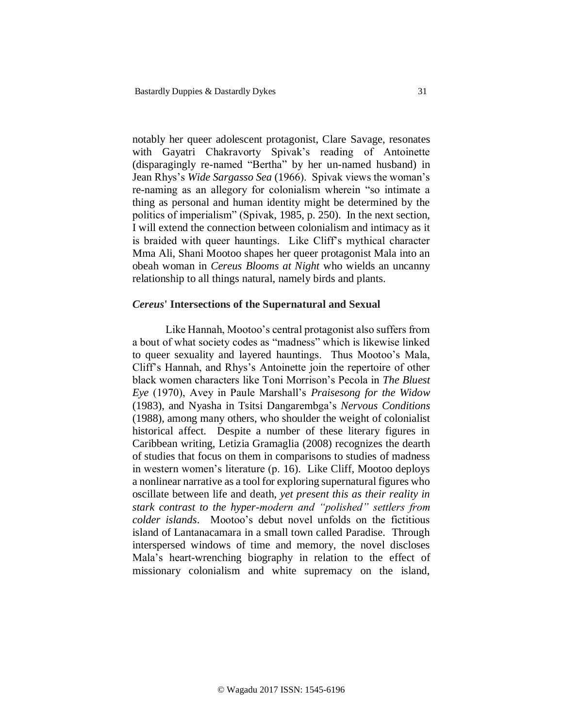notably her queer adolescent protagonist, Clare Savage, resonates with Gayatri Chakravorty Spivak's reading of Antoinette (disparagingly re-named "Bertha" by her un-named husband) in Jean Rhys's *Wide Sargasso Sea* (1966). Spivak views the woman's re-naming as an allegory for colonialism wherein "so intimate a thing as personal and human identity might be determined by the politics of imperialism" (Spivak, 1985, p. 250). In the next section, I will extend the connection between colonialism and intimacy as it is braided with queer hauntings. Like Cliff's mythical character Mma Ali, Shani Mootoo shapes her queer protagonist Mala into an obeah woman in *Cereus Blooms at Night* who wields an uncanny relationship to all things natural, namely birds and plants.

### *Cereus*' Intersections of the Supernatural and Sexual

Like Hannah, Mootoo's central protagonist also suffers from a bout of what society codes as "madness" which is likewise linked to queer sexuality and layered hauntings. Thus Mootoo's Mala, Cliff's Hannah, and Rhys's Antoinette join the repertoire of other black women characters like Toni Morrison's Pecola in *The Bluest Eye* (1970), Avey in Paule Marshall's *Praisesong for the Widow* (1983), and Nyasha in Tsitsi Dangarembga's *Nervous Conditions* (1988), among many others, who shoulder the weight of colonialist historical affect. Despite a number of these literary figures in Caribbean writing, Letizia Gramaglia (2008) recognizes the dearth of studies that focus on them in comparisons to studies of madness in western women's literature (p. 16). Like Cliff, Mootoo deploys a nonlinear narrative as a tool for exploring supernatural figures who oscillate between life and death, *yet present this as their reality in stark contrast to the hyper-modern and "polished" settlers from colder islands*. Mootoo's debut novel unfolds on the fictitious island of Lantanacamara in a small town called Paradise. Through interspersed windows of time and memory, the novel discloses Mala's heart-wrenching biography in relation to the effect of missionary colonialism and white supremacy on the island,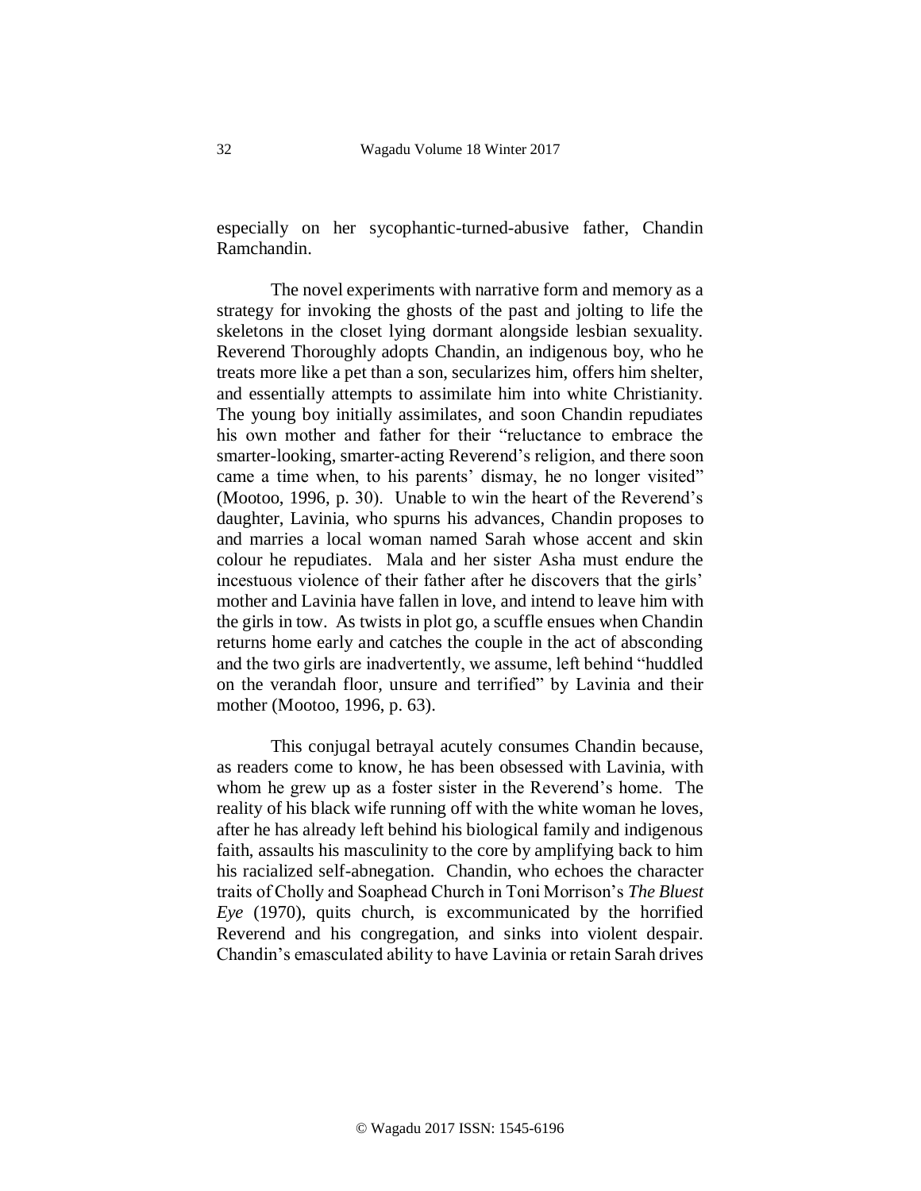especially on her sycophantic-turned-abusive father, Chandin Ramchandin.

The novel experiments with narrative form and memory as a strategy for invoking the ghosts of the past and jolting to life the skeletons in the closet lying dormant alongside lesbian sexuality. Reverend Thoroughly adopts Chandin, an indigenous boy, who he treats more like a pet than a son, secularizes him, offers him shelter, and essentially attempts to assimilate him into white Christianity. The young boy initially assimilates, and soon Chandin repudiates his own mother and father for their "reluctance to embrace the smarter-looking, smarter-acting Reverend's religion, and there soon came a time when, to his parents' dismay, he no longer visited" (Mootoo, 1996, p. 30). Unable to win the heart of the Reverend's daughter, Lavinia, who spurns his advances, Chandin proposes to and marries a local woman named Sarah whose accent and skin colour he repudiates. Mala and her sister Asha must endure the incestuous violence of their father after he discovers that the girls' mother and Lavinia have fallen in love, and intend to leave him with the girls in tow. As twists in plot go, a scuffle ensues when Chandin returns home early and catches the couple in the act of absconding and the two girls are inadvertently, we assume, left behind "huddled on the verandah floor, unsure and terrified" by Lavinia and their mother (Mootoo, 1996, p. 63).

This conjugal betrayal acutely consumes Chandin because, as readers come to know, he has been obsessed with Lavinia, with whom he grew up as a foster sister in the Reverend's home. The reality of his black wife running off with the white woman he loves, after he has already left behind his biological family and indigenous faith, assaults his masculinity to the core by amplifying back to him his racialized self-abnegation. Chandin, who echoes the character traits of Cholly and Soaphead Church in Toni Morrison's *The Bluest Eye* (1970), quits church, is excommunicated by the horrified Reverend and his congregation, and sinks into violent despair. Chandin's emasculated ability to have Lavinia or retain Sarah drives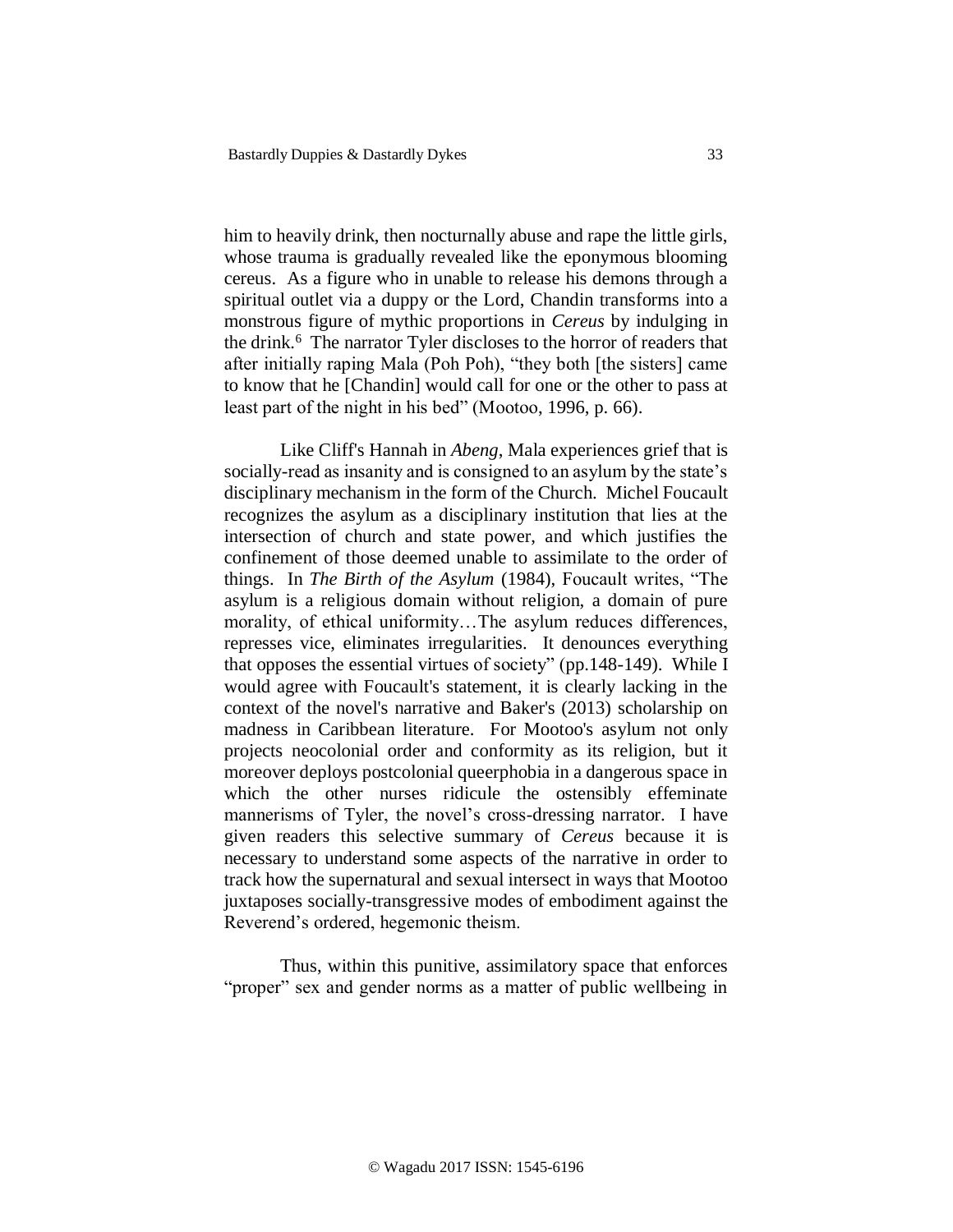him to heavily drink, then nocturnally abuse and rape the little girls, whose trauma is gradually revealed like the eponymous blooming cereus. As a figure who in unable to release his demons through a spiritual outlet via a duppy or the Lord, Chandin transforms into a monstrous figure of mythic proportions in *Cereus* by indulging in the drink.[6] The narrator Tyler discloses to the horror of readers that after initially raping Mala (Poh Poh), "they both [the sisters] came to know that he [Chandin] would call for one or the other to pass at least part of the night in his bed" (Mootoo, 1996, p. 66).

Like Cliff's Hannah in *Abeng*, Mala experiences grief that is socially-read as insanity and is consigned to an asylum by the state's disciplinary mechanism in the form of the Church. Michel Foucault recognizes the asylum as a disciplinary institution that lies at the intersection of church and state power, and which justifies the confinement of those deemed unable to assimilate to the order of things. In *The Birth of the Asylum* (1984), Foucault writes, "The asylum is a religious domain without religion, a domain of pure morality, of ethical uniformity…The asylum reduces differences, represses vice, eliminates irregularities. It denounces everything that opposes the essential virtues of society" (pp.148-149). While I would agree with Foucault's statement, it is clearly lacking in the context of the novel's narrative and Baker's (2013) scholarship on madness in Caribbean literature. For Mootoo's asylum not only projects neocolonial order and conformity as its religion, but it moreover deploys postcolonial queerphobia in a dangerous space in which the other nurses ridicule the ostensibly effeminate mannerisms of Tyler, the novel's cross-dressing narrator. I have given readers this selective summary of *Cereus* because it is necessary to understand some aspects of the narrative in order to track how the supernatural and sexual intersect in ways that Mootoo juxtaposes socially-transgressive modes of embodiment against the Reverend's ordered, hegemonic theism.

Thus, within this punitive, assimilatory space that enforces "proper" sex and gender norms as a matter of public wellbeing in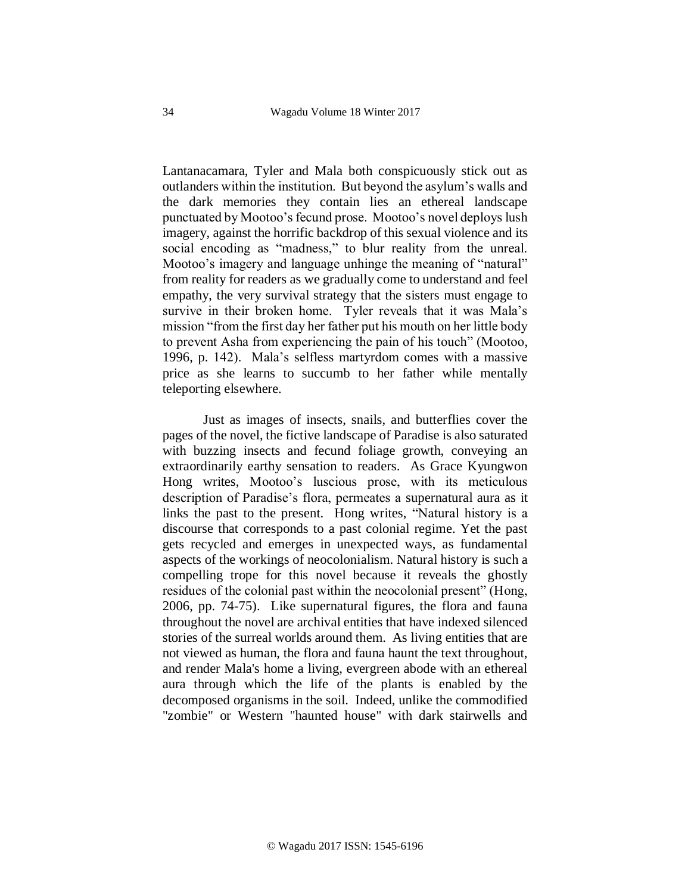Lantanacamara, Tyler and Mala both conspicuously stick out as outlanders within the institution. But beyond the asylum's walls and the dark memories they contain lies an ethereal landscape punctuated by Mootoo's fecund prose. Mootoo's novel deploys lush imagery, against the horrific backdrop of this sexual violence and its social encoding as "madness," to blur reality from the unreal. Mootoo's imagery and language unhinge the meaning of "natural" from reality for readers as we gradually come to understand and feel empathy, the very survival strategy that the sisters must engage to survive in their broken home. Tyler reveals that it was Mala's mission "from the first day her father put his mouth on her little body to prevent Asha from experiencing the pain of his touch" (Mootoo, 1996, p. 142). Mala's selfless martyrdom comes with a massive price as she learns to succumb to her father while mentally teleporting elsewhere.

Just as images of insects, snails, and butterflies cover the pages of the novel, the fictive landscape of Paradise is also saturated with buzzing insects and fecund foliage growth, conveying an extraordinarily earthy sensation to readers. As Grace Kyungwon Hong writes, Mootoo's luscious prose, with its meticulous description of Paradise's flora, permeates a supernatural aura as it links the past to the present. Hong writes, "Natural history is a discourse that corresponds to a past colonial regime. Yet the past gets recycled and emerges in unexpected ways, as fundamental aspects of the workings of neocolonialism. Natural history is such a compelling trope for this novel because it reveals the ghostly residues of the colonial past within the neocolonial present" (Hong, 2006, pp. 74-75). Like supernatural figures, the flora and fauna throughout the novel are archival entities that have indexed silenced stories of the surreal worlds around them. As living entities that are not viewed as human, the flora and fauna haunt the text throughout, and render Mala's home a living, evergreen abode with an ethereal aura through which the life of the plants is enabled by the decomposed organisms in the soil. Indeed, unlike the commodified "zombie" or Western "haunted house" with dark stairwells and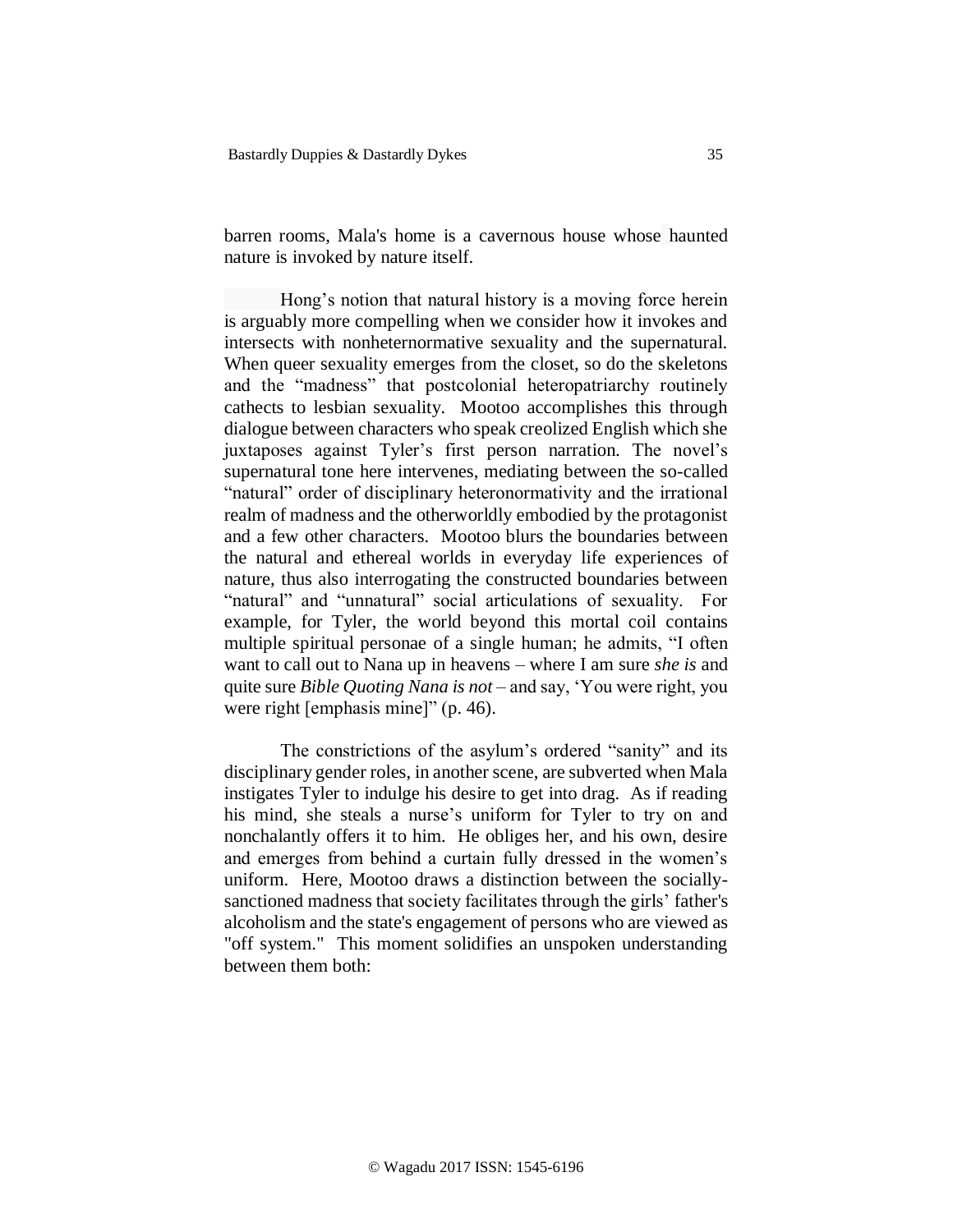barren rooms, Mala's home is a cavernous house whose haunted nature is invoked by nature itself.

Hong's notion that natural history is a moving force herein is arguably more compelling when we consider how it invokes and intersects with nonheteronormative sexuality and the supernatural. When queer sexuality emerges from the closet, so do the skeletons and the "madness" that postcolonial heteropatriarchy routinely cathects to lesbian sexuality. Mootoo accomplishes this through dialogue between characters who speak creolized English which she juxtaposes against Tyler's first person narration. The novel's supernatural tone here intervenes, mediating between the so-called "natural" order of disciplinary heteronormativity and the irrational realm of madness and the otherworldly embodied by the protagonist and a few other characters. Mootoo blurs the boundaries between the natural and ethereal worlds in everyday life experiences of nature, thus also interrogating the constructed boundaries between "natural" and "unnatural" social articulations of sexuality. For example, for Tyler, the world beyond this mortal coil contains multiple spiritual personae of a single human; he admits, "I often want to call out to Nana up in heavens – where I am sure *she is* and quite sure *Bible Quoting Nana is not* – and say, 'You were right, you were right [emphasis mine]" (p. 46).

The constrictions of the asylum's ordered "sanity" and its disciplinary gender roles, in another scene, are subverted when Mala instigates Tyler to indulge his desire to get into drag. As if reading his mind, she steals a nurse's uniform for Tyler to try on and nonchalantly offers it to him. He obliges her, and his own, desire and emerges from behind a curtain fully dressed in the women's uniform. Here, Mootoo draws a distinction between the socially-sanctioned madness that society facilitates through the girls' father's alcoholism and the state's engagement of persons who are viewed as "off system." This moment solidifies an unspoken understanding between them both: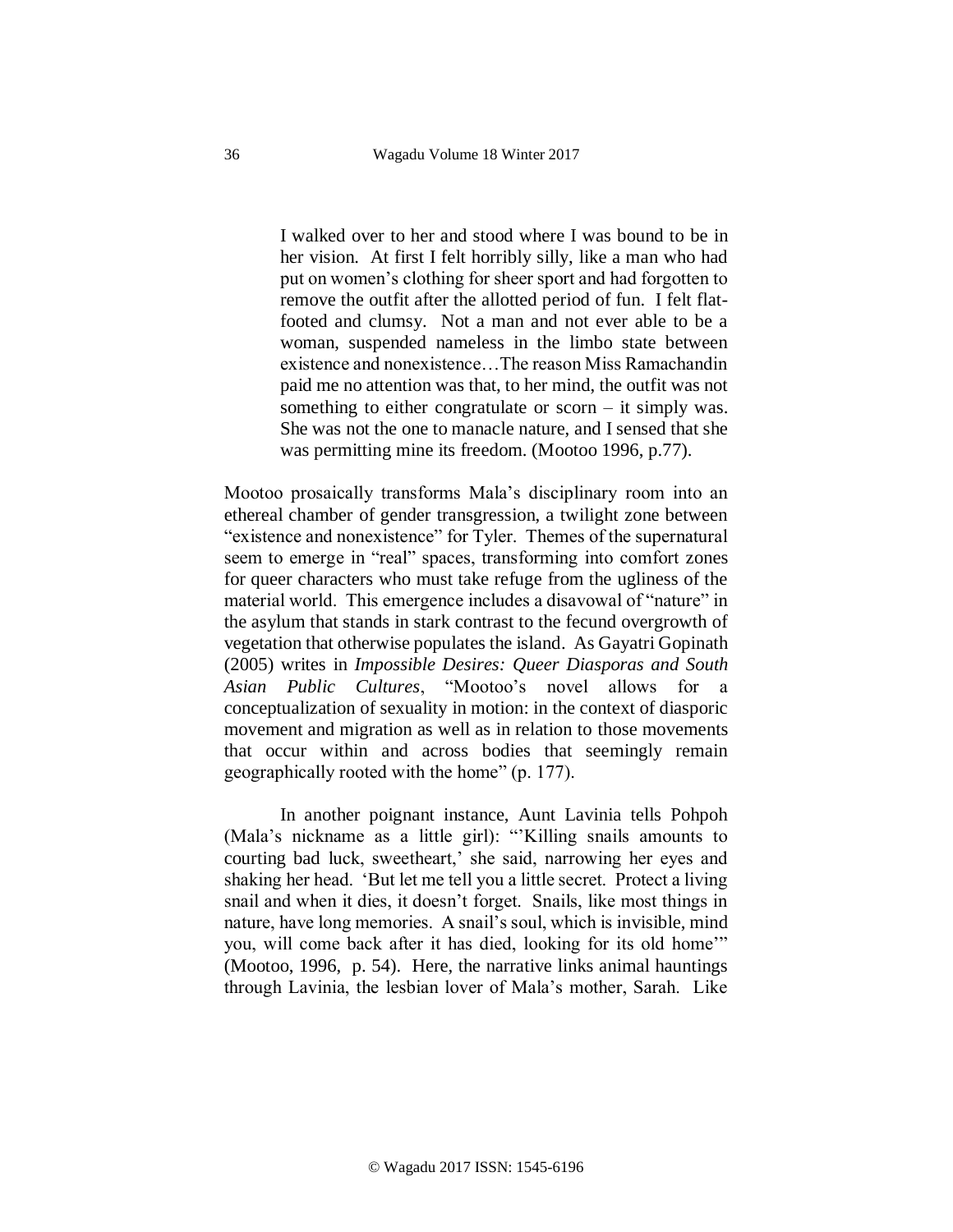> I walked over to her and stood where I was bound to be in her vision. At first I felt horribly silly, like a man who had put on women's clothing for sheer sport and had forgotten to remove the outfit after the allotted period of fun. I felt flat-footed and clumsy. Not a man and not ever able to be a woman, suspended nameless in the limbo state between existence and nonexistence…The reason Miss Ramachandin paid me no attention was that, to her mind, the outfit was not something to either congratulate or scorn – it simply was. She was not the one to manacle nature, and I sensed that she was permitting mine its freedom. (Mootoo 1996, p.77).

Mootoo prosaically transforms Mala's disciplinary room into an ethereal chamber of gender transgression, a twilight zone between "existence and nonexistence" for Tyler. Themes of the supernatural seem to emerge in "real" spaces, transforming into comfort zones for queer characters who must take refuge from the ugliness of the material world. This emergence includes a disavowal of "nature" in the asylum that stands in stark contrast to the fecund overgrowth of vegetation that otherwise populates the island. As Gayatri Gopinath (2005) writes in *Impossible Desires: Queer Diasporas and South Asian Public Cultures*, "Mootoo's novel allows for a conceptualization of sexuality in motion: in the context of diasporic movement and migration as well as in relation to those movements that occur within and across bodies that seemingly remain geographically rooted with the home" (p. 177).

In another poignant instance, Aunt Lavinia tells Pohpoh (Mala's nickname as a little girl): "'Killing snails amounts to courting bad luck, sweetheart,' she said, narrowing her eyes and shaking her head. 'But let me tell you a little secret. Protect a living snail and when it dies, it doesn't forget. Snails, like most things in nature, have long memories. A snail's soul, which is invisible, mind you, will come back after it has died, looking for its old home'" (Mootoo, 1996, p. 54). Here, the narrative links animal hauntings through Lavinia, the lesbian lover of Mala's mother, Sarah. Like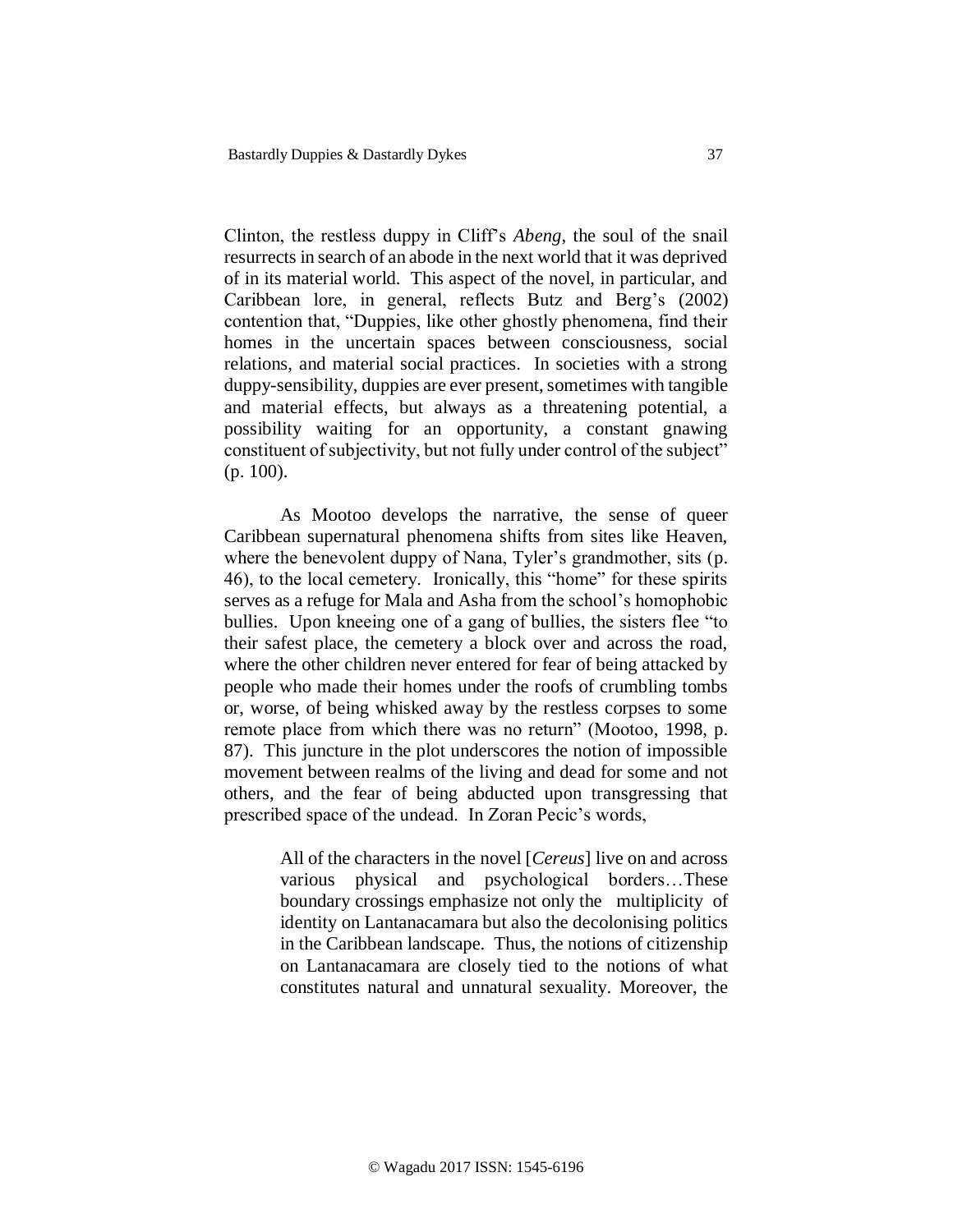Clinton, the restless duppy in Cliff's *Abeng*, the soul of the snail resurrects in search of an abode in the next world that it was deprived of in its material world. This aspect of the novel, in particular, and Caribbean lore, in general, reflects Butz and Berg's (2002) contention that, "Duppies, like other ghostly phenomena, find their homes in the uncertain spaces between consciousness, social relations, and material social practices. In societies with a strong duppy-sensibility, duppies are ever present, sometimes with tangible and material effects, but always as a threatening potential, a possibility waiting for an opportunity, a constant gnawing constituent of subjectivity, but not fully under control of the subject" (p. 100).

As Mootoo develops the narrative, the sense of queer Caribbean supernatural phenomena shifts from sites like Heaven, where the benevolent duppy of Nana, Tyler's grandmother, sits (p. 46), to the local cemetery. Ironically, this "home" for these spirits serves as a refuge for Mala and Asha from the school's homophobic bullies. Upon kneeing one of a gang of bullies, the sisters flee "to their safest place, the cemetery a block over and across the road, where the other children never entered for fear of being attacked by people who made their homes under the roofs of crumbling tombs or, worse, of being whisked away by the restless corpses to some remote place from which there was no return" (Mootoo, 1998, p. 87). This juncture in the plot underscores the notion of impossible movement between realms of the living and dead for some and not others, and the fear of being abducted upon transgressing that prescribed space of the undead. In Zoran Pecic's words,

> All of the characters in the novel [*Cereus*] live on and across various physical and psychological borders…These boundary crossings emphasize not only the multiplicity of identity on Lantanacamara but also the decolonising politics in the Caribbean landscape. Thus, the notions of citizenship on Lantanacamara are closely tied to the notions of what constitutes natural and unnatural sexuality. Moreover, the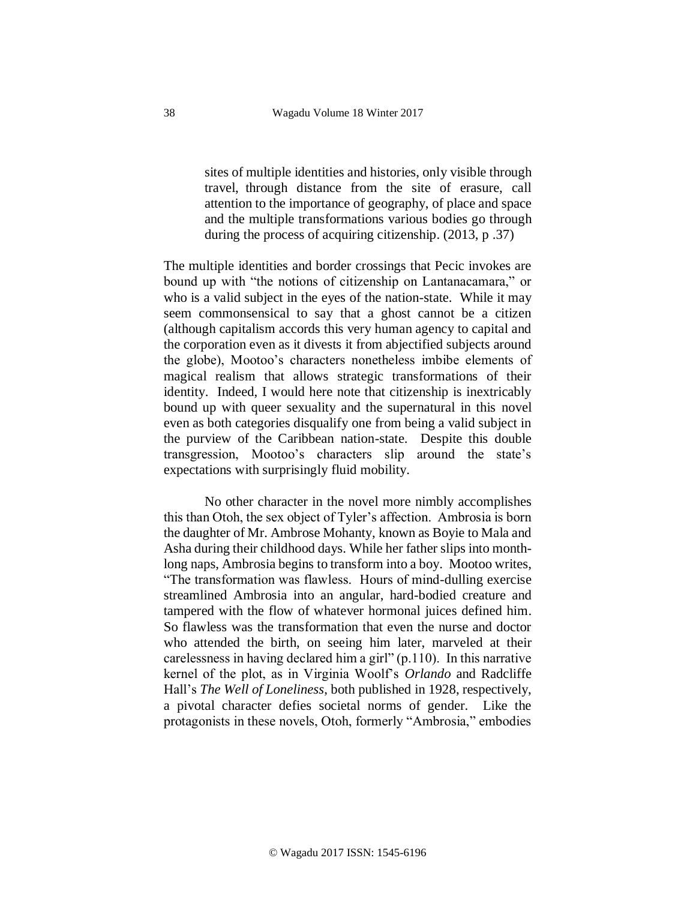> sites of multiple identities and histories, only visible through travel, through distance from the site of erasure, call attention to the importance of geography, of place and space and the multiple transformations various bodies go through during the process of acquiring citizenship. (2013, p .37)

The multiple identities and border crossings that Pecic invokes are bound up with "the notions of citizenship on Lantanacamara," or who is a valid subject in the eyes of the nation-state. While it may seem commonsensical to say that a ghost cannot be a citizen (although capitalism accords this very human agency to capital and the corporation even as it divests it from abjectified subjects around the globe), Mootoo's characters nonetheless imbibe elements of magical realism that allows strategic transformations of their identity. Indeed, I would here note that citizenship is inextricably bound up with queer sexuality and the supernatural in this novel even as both categories disqualify one from being a valid subject in the purview of the Caribbean nation-state. Despite this double transgression, Mootoo's characters slip around the state's expectations with surprisingly fluid mobility.

No other character in the novel more nimbly accomplishes this than Otoh, the sex object of Tyler's affection. Ambrosia is born the daughter of Mr. Ambrose Mohanty, known as Boyie to Mala and Asha during their childhood days. While her father slips into month-long naps, Ambrosia begins to transform into a boy. Mootoo writes, "The transformation was flawless. Hours of mind-dulling exercise streamlined Ambrosia into an angular, hard-bodied creature and tampered with the flow of whatever hormonal juices defined him. So flawless was the transformation that even the nurse and doctor who attended the birth, on seeing him later, marveled at their carelessness in having declared him a girl" (p.110). In this narrative kernel of the plot, as in Virginia Woolf's *Orlando* and Radcliffe Hall's *The Well of Loneliness*, both published in 1928, respectively, a pivotal character defies societal norms of gender. Like the protagonists in these novels, Otoh, formerly "Ambrosia," embodies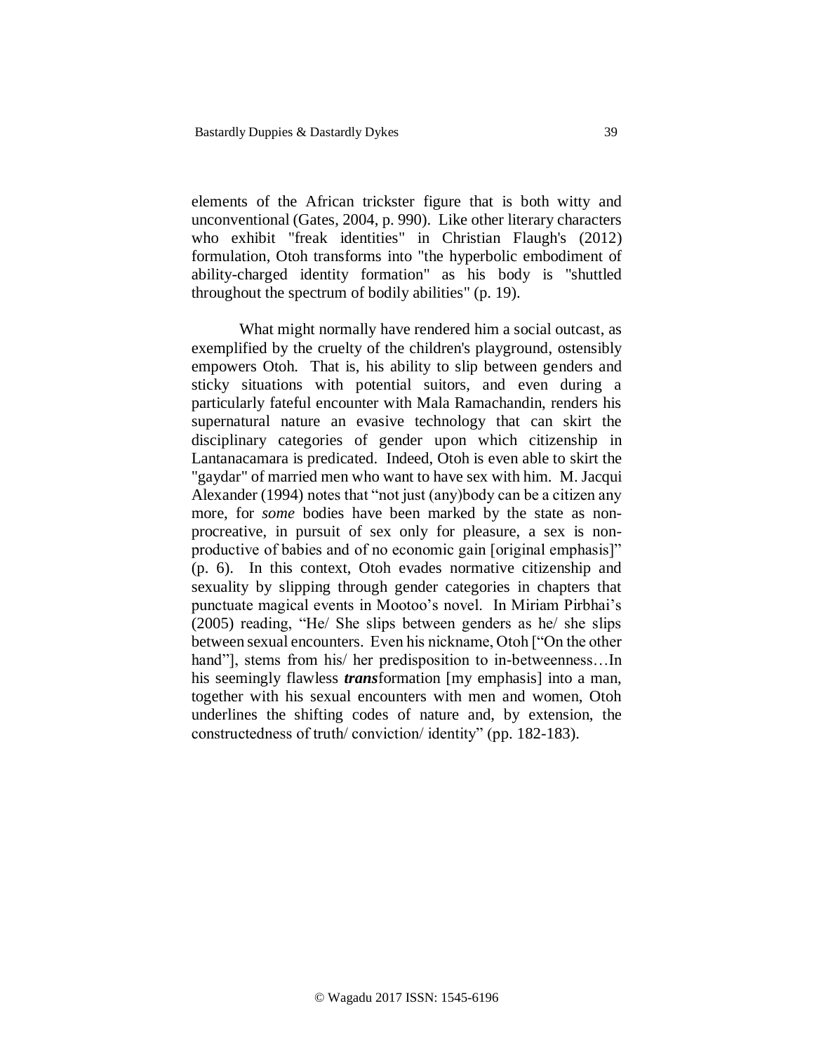elements of the African trickster figure that is both witty and unconventional (Gates, 2004, p. 990). Like other literary characters who exhibit "freak identities" in Christian Flaugh's (2012) formulation, Otoh transforms into "the hyperbolic embodiment of ability-charged identity formation" as his body is "shuttled throughout the spectrum of bodily abilities" (p. 19).

What might normally have rendered him a social outcast, as exemplified by the cruelty of the children's playground, ostensibly empowers Otoh. That is, his ability to slip between genders and sticky situations with potential suitors, and even during a particularly fateful encounter with Mala Ramachandin, renders his supernatural nature an evasive technology that can skirt the disciplinary categories of gender upon which citizenship in Lantanacamara is predicated. Indeed, Otoh is even able to skirt the "gaydar" of married men who want to have sex with him. M. Jacqui Alexander (1994) notes that "not just (any)body can be a citizen any more, for *some* bodies have been marked by the state as non-procreative, in pursuit of sex only for pleasure, a sex is non-productive of babies and of no economic gain [original emphasis]" (p. 6). In this context, Otoh evades normative citizenship and sexuality by slipping through gender categories in chapters that punctuate magical events in Mootoo's novel. In Miriam Pirbhai's (2005) reading, "He/ She slips between genders as he/ she slips between sexual encounters. Even his nickname, Otoh ["On the other hand"], stems from his/ her predisposition to in-betweenness…In his seemingly flawless ***trans***formation [my emphasis] into a man, together with his sexual encounters with men and women, Otoh underlines the shifting codes of nature and, by extension, the constructedness of truth/ conviction/ identity" (pp. 182-183).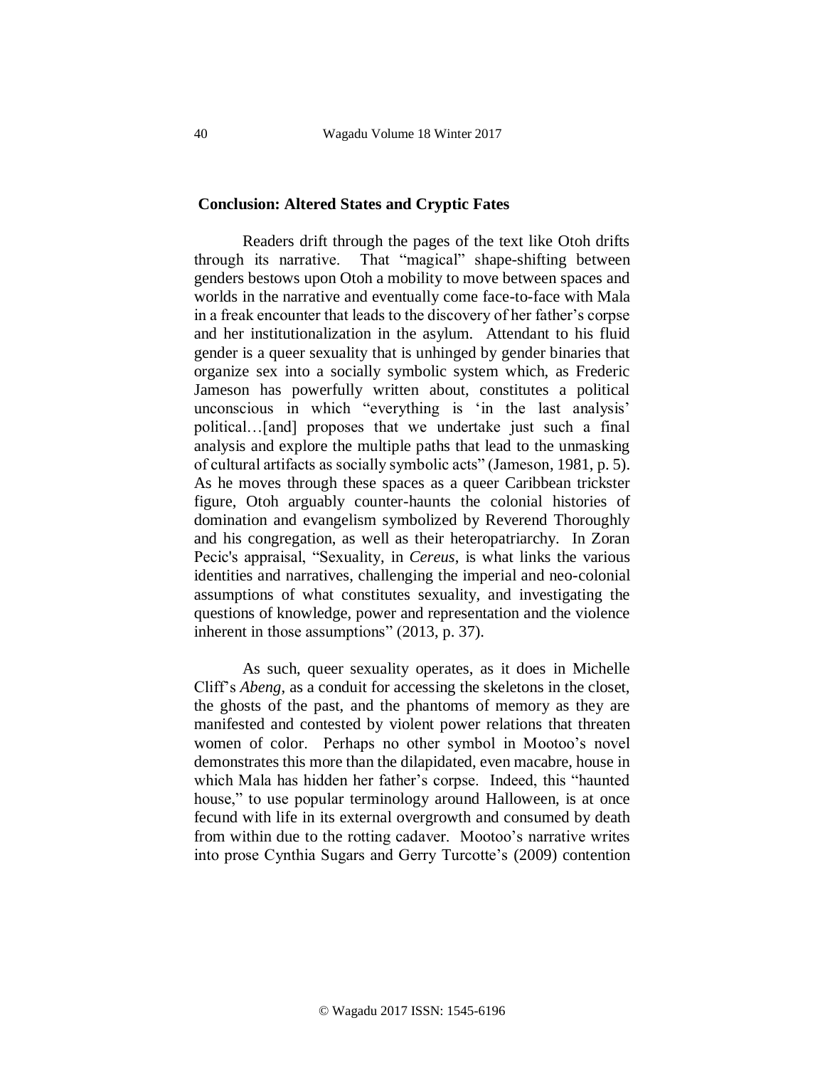## Conclusion: Altered States and Cryptic Fates

Readers drift through the pages of the text like Otoh drifts through its narrative. That "magical" shape-shifting between genders bestows upon Otoh a mobility to move between spaces and worlds in the narrative and eventually come face-to-face with Mala in a freak encounter that leads to the discovery of her father's corpse and her institutionalization in the asylum. Attendant to his fluid gender is a queer sexuality that is unhinged by gender binaries that organize sex into a socially symbolic system which, as Frederic Jameson has powerfully written about, constitutes a political unconscious in which "everything is 'in the last analysis' political…[and] proposes that we undertake just such a final analysis and explore the multiple paths that lead to the unmasking of cultural artifacts as socially symbolic acts" (Jameson, 1981, p. 5). As he moves through these spaces as a queer Caribbean trickster figure, Otoh arguably counter-haunts the colonial histories of domination and evangelism symbolized by Reverend Thoroughly and his congregation, as well as their heteropatriarchy. In Zoran Pecic's appraisal, "Sexuality, in *Cereus*, is what links the various identities and narratives, challenging the imperial and neo-colonial assumptions of what constitutes sexuality, and investigating the questions of knowledge, power and representation and the violence inherent in those assumptions" (2013, p. 37).

As such, queer sexuality operates, as it does in Michelle Cliff's *Abeng*, as a conduit for accessing the skeletons in the closet, the ghosts of the past, and the phantoms of memory as they are manifested and contested by violent power relations that threaten women of color. Perhaps no other symbol in Mootoo's novel demonstrates this more than the dilapidated, even macabre, house in which Mala has hidden her father's corpse. Indeed, this "haunted house," to use popular terminology around Halloween, is at once fecund with life in its external overgrowth and consumed by death from within due to the rotting cadaver. Mootoo's narrative writes into prose Cynthia Sugars and Gerry Turcotte's (2009) contention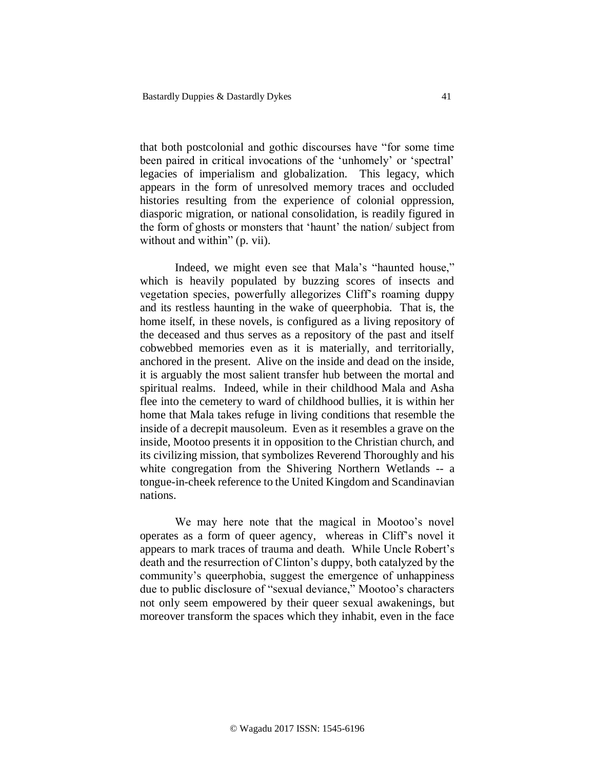that both postcolonial and gothic discourses have "for some time been paired in critical invocations of the 'unhomely' or 'spectral' legacies of imperialism and globalization. This legacy, which appears in the form of unresolved memory traces and occluded histories resulting from the experience of colonial oppression, diasporic migration, or national consolidation, is readily figured in the form of ghosts or monsters that 'haunt' the nation/ subject from without and within" (p. vii).

Indeed, we might even see that Mala's "haunted house," which is heavily populated by buzzing scores of insects and vegetation species, powerfully allegorizes Cliff's roaming duppy and its restless haunting in the wake of queerphobia. That is, the home itself, in these novels, is configured as a living repository of the deceased and thus serves as a repository of the past and itself cobwebbed memories even as it is materially, and territorially, anchored in the present. Alive on the inside and dead on the inside, it is arguably the most salient transfer hub between the mortal and spiritual realms. Indeed, while in their childhood Mala and Asha flee into the cemetery to ward of childhood bullies, it is within her home that Mala takes refuge in living conditions that resemble the inside of a decrepit mausoleum. Even as it resembles a grave on the inside, Mootoo presents it in opposition to the Christian church, and its civilizing mission, that symbolizes Reverend Thoroughly and his white congregation from the Shivering Northern Wetlands -- a tongue-in-cheek reference to the United Kingdom and Scandinavian nations.

We may here note that the magical in Mootoo's novel operates as a form of queer agency, whereas in Cliff's novel it appears to mark traces of trauma and death. While Uncle Robert's death and the resurrection of Clinton's duppy, both catalyzed by the community's queerphobia, suggest the emergence of unhappiness due to public disclosure of "sexual deviance," Mootoo's characters not only seem empowered by their queer sexual awakenings, but moreover transform the spaces which they inhabit, even in the face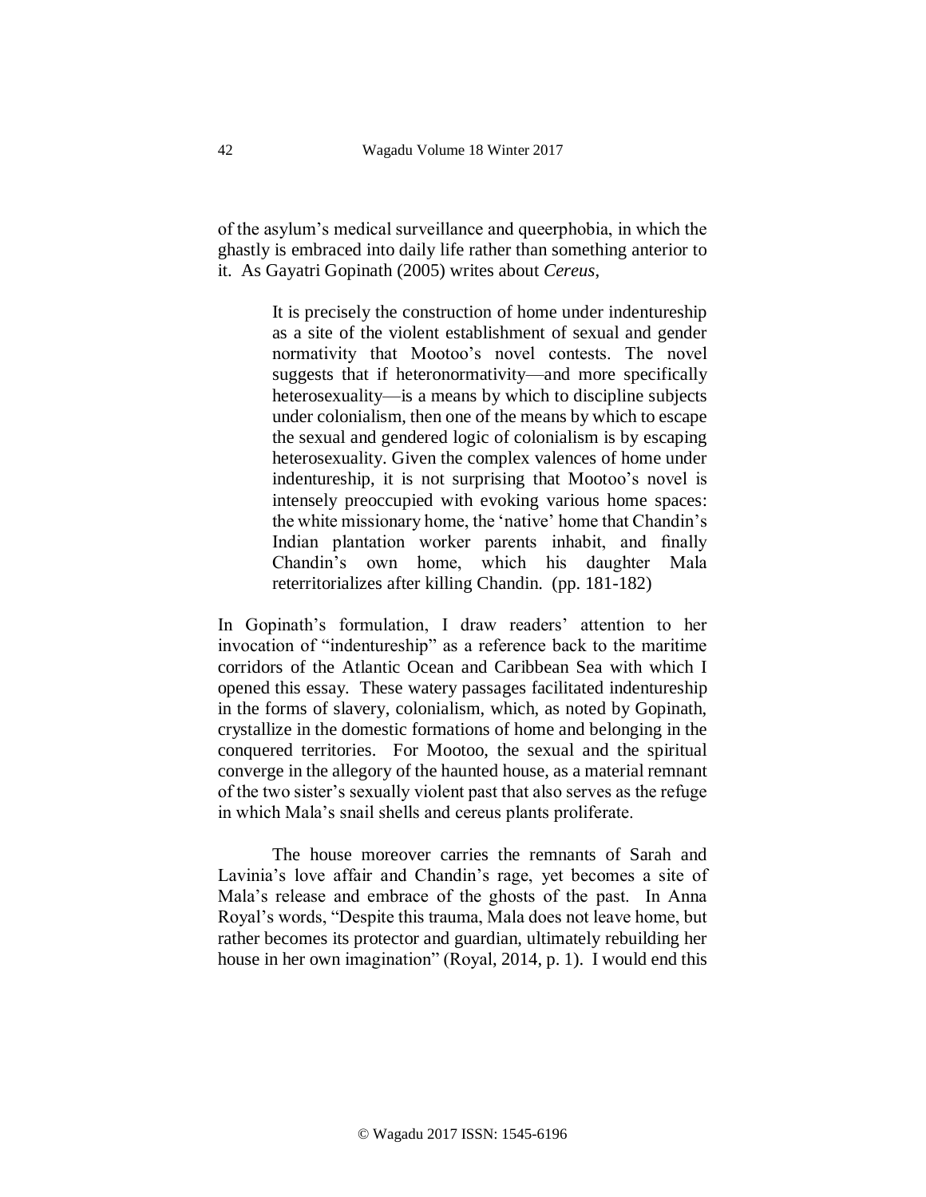of the asylum's medical surveillance and queerphobia, in which the ghastly is embraced into daily life rather than something anterior to it. As Gayatri Gopinath (2005) writes about *Cereus*,

> It is precisely the construction of home under indentureship as a site of the violent establishment of sexual and gender normativity that Mootoo's novel contests. The novel suggests that if heteronormativity—and more specifically heterosexuality—is a means by which to discipline subjects under colonialism, then one of the means by which to escape the sexual and gendered logic of colonialism is by escaping heterosexuality. Given the complex valences of home under indentureship, it is not surprising that Mootoo's novel is intensely preoccupied with evoking various home spaces: the white missionary home, the 'native' home that Chandin's Indian plantation worker parents inhabit, and finally Chandin's own home, which his daughter Mala reterritorializes after killing Chandin. (pp. 181-182)

In Gopinath's formulation, I draw readers' attention to her invocation of "indentureship" as a reference back to the maritime corridors of the Atlantic Ocean and Caribbean Sea with which I opened this essay. These watery passages facilitated indentureship in the forms of slavery, colonialism, which, as noted by Gopinath, crystallize in the domestic formations of home and belonging in the conquered territories. For Mootoo, the sexual and the spiritual converge in the allegory of the haunted house, as a material remnant of the two sister's sexually violent past that also serves as the refuge in which Mala's snail shells and cereus plants proliferate.

The house moreover carries the remnants of Sarah and Lavinia's love affair and Chandin's rage, yet becomes a site of Mala's release and embrace of the ghosts of the past. In Anna Royal's words, "Despite this trauma, Mala does not leave home, but rather becomes its protector and guardian, ultimately rebuilding her house in her own imagination" (Royal, 2014, p. 1). I would end this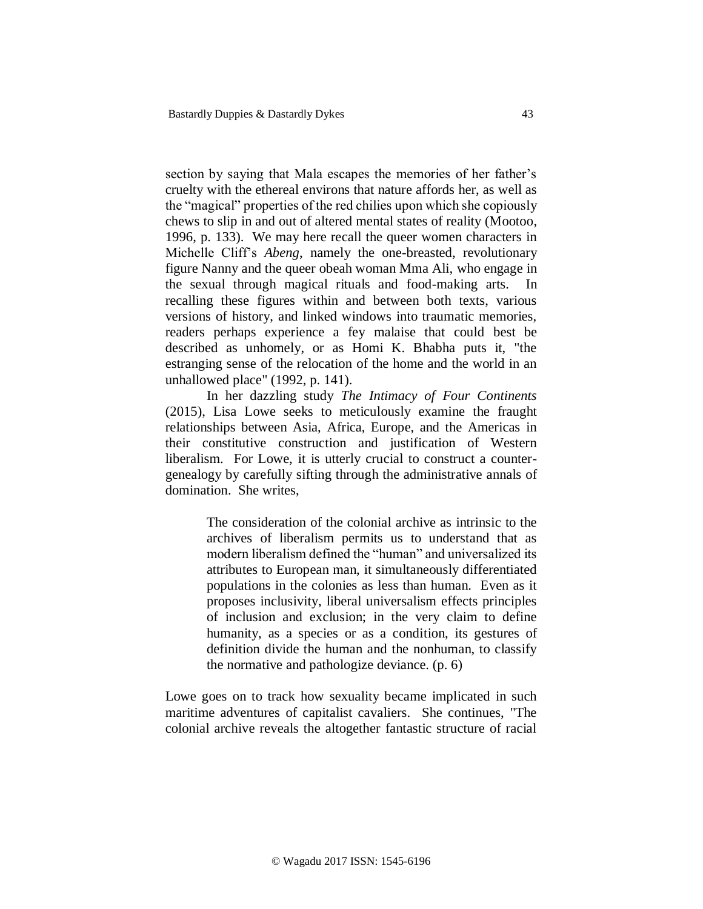section by saying that Mala escapes the memories of her father's cruelty with the ethereal environs that nature affords her, as well as the "magical" properties of the red chilies upon which she copiously chews to slip in and out of altered mental states of reality (Mootoo, 1996, p. 133). We may here recall the queer women characters in Michelle Cliff's *Abeng*, namely the one-breasted, revolutionary figure Nanny and the queer obeah woman Mma Ali, who engage in the sexual through magical rituals and food-making arts. In recalling these figures within and between both texts, various versions of history, and linked windows into traumatic memories, readers perhaps experience a fey malaise that could best be described as unhomely, or as Homi K. Bhabha puts it, "the estranging sense of the relocation of the home and the world in an unhallowed place" (1992, p. 141).

In her dazzling study *The Intimacy of Four Continents* (2015), Lisa Lowe seeks to meticulously examine the fraught relationships between Asia, Africa, Europe, and the Americas in their constitutive construction and justification of Western liberalism. For Lowe, it is utterly crucial to construct a counter-genealogy by carefully sifting through the administrative annals of domination. She writes,

> The consideration of the colonial archive as intrinsic to the archives of liberalism permits us to understand that as modern liberalism defined the "human" and universalized its attributes to European man, it simultaneously differentiated populations in the colonies as less than human. Even as it proposes inclusivity, liberal universalism effects principles of inclusion and exclusion; in the very claim to define humanity, as a species or as a condition, its gestures of definition divide the human and the nonhuman, to classify the normative and pathologize deviance. (p. 6)

Lowe goes on to track how sexuality became implicated in such maritime adventures of capitalist cavaliers. She continues, "The colonial archive reveals the altogether fantastic structure of racial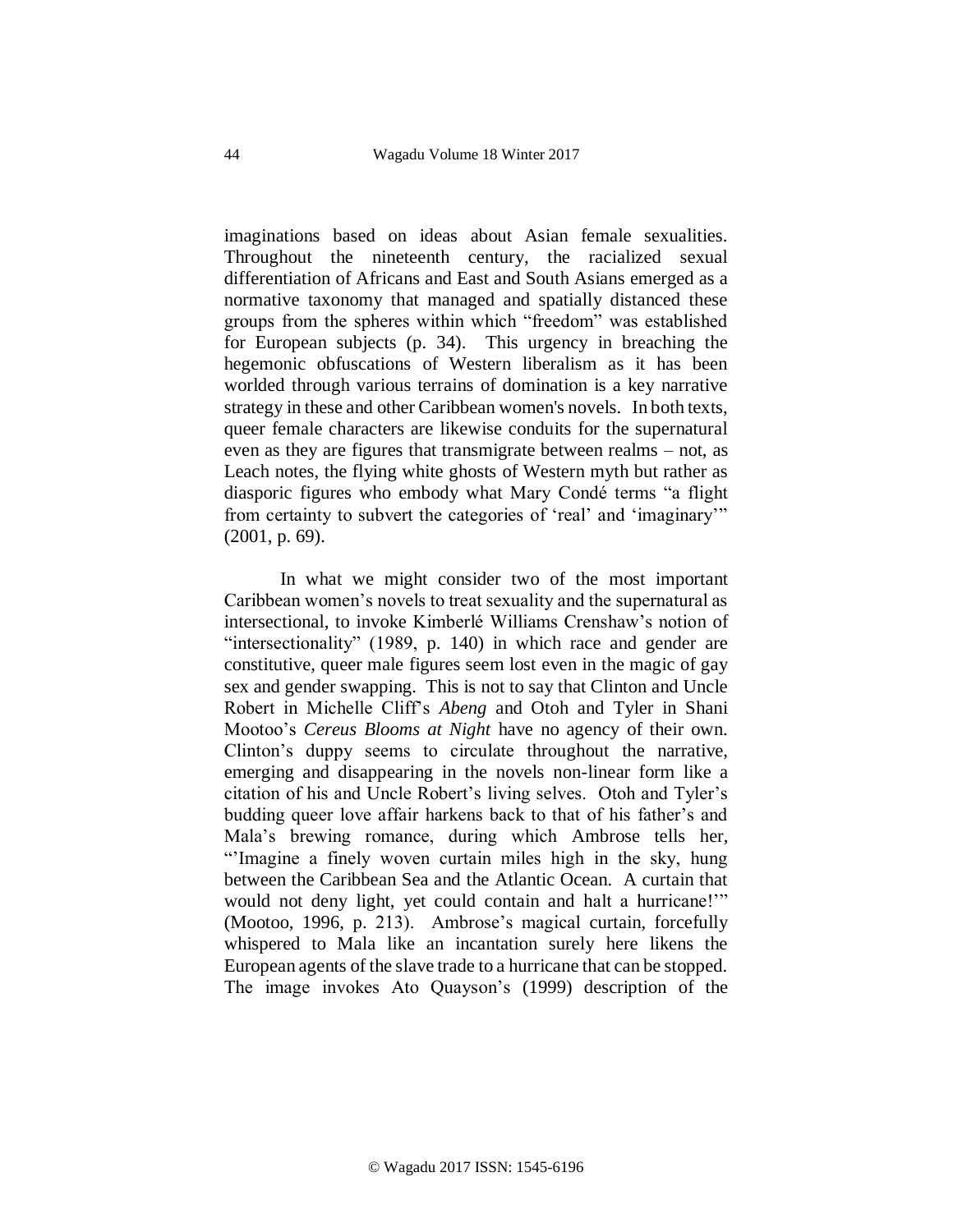imaginations based on ideas about Asian female sexualities. Throughout the nineteenth century, the racialized sexual differentiation of Africans and East and South Asians emerged as a normative taxonomy that managed and spatially distanced these groups from the spheres within which "freedom" was established for European subjects (p. 34). This urgency in breaching the hegemonic obfuscations of Western liberalism as it has been worlded through various terrains of domination is a key narrative strategy in these and other Caribbean women's novels. In both texts, queer female characters are likewise conduits for the supernatural even as they are figures that transmigrate between realms – not, as Leach notes, the flying white ghosts of Western myth but rather as diasporic figures who embody what Mary Condé terms "a flight from certainty to subvert the categories of 'real' and 'imaginary'" (2001, p. 69).

In what we might consider two of the most important Caribbean women's novels to treat sexuality and the supernatural as intersectional, to invoke Kimberlé Williams Crenshaw's notion of "intersectionality" (1989, p. 140) in which race and gender are constitutive, queer male figures seem lost even in the magic of gay sex and gender swapping. This is not to say that Clinton and Uncle Robert in Michelle Cliff's *Abeng* and Otoh and Tyler in Shani Mootoo's *Cereus Blooms at Night* have no agency of their own. Clinton's duppy seems to circulate throughout the narrative, emerging and disappearing in the novels non-linear form like a citation of his and Uncle Robert's living selves. Otoh and Tyler's budding queer love affair harkens back to that of his father's and Mala's brewing romance, during which Ambrose tells her, "'Imagine a finely woven curtain miles high in the sky, hung between the Caribbean Sea and the Atlantic Ocean. A curtain that would not deny light, yet could contain and halt a hurricane!'" (Mootoo, 1996, p. 213). Ambrose's magical curtain, forcefully whispered to Mala like an incantation surely here likens the European agents of the slave trade to a hurricane that can be stopped. The image invokes Ato Quayson's (1999) description of the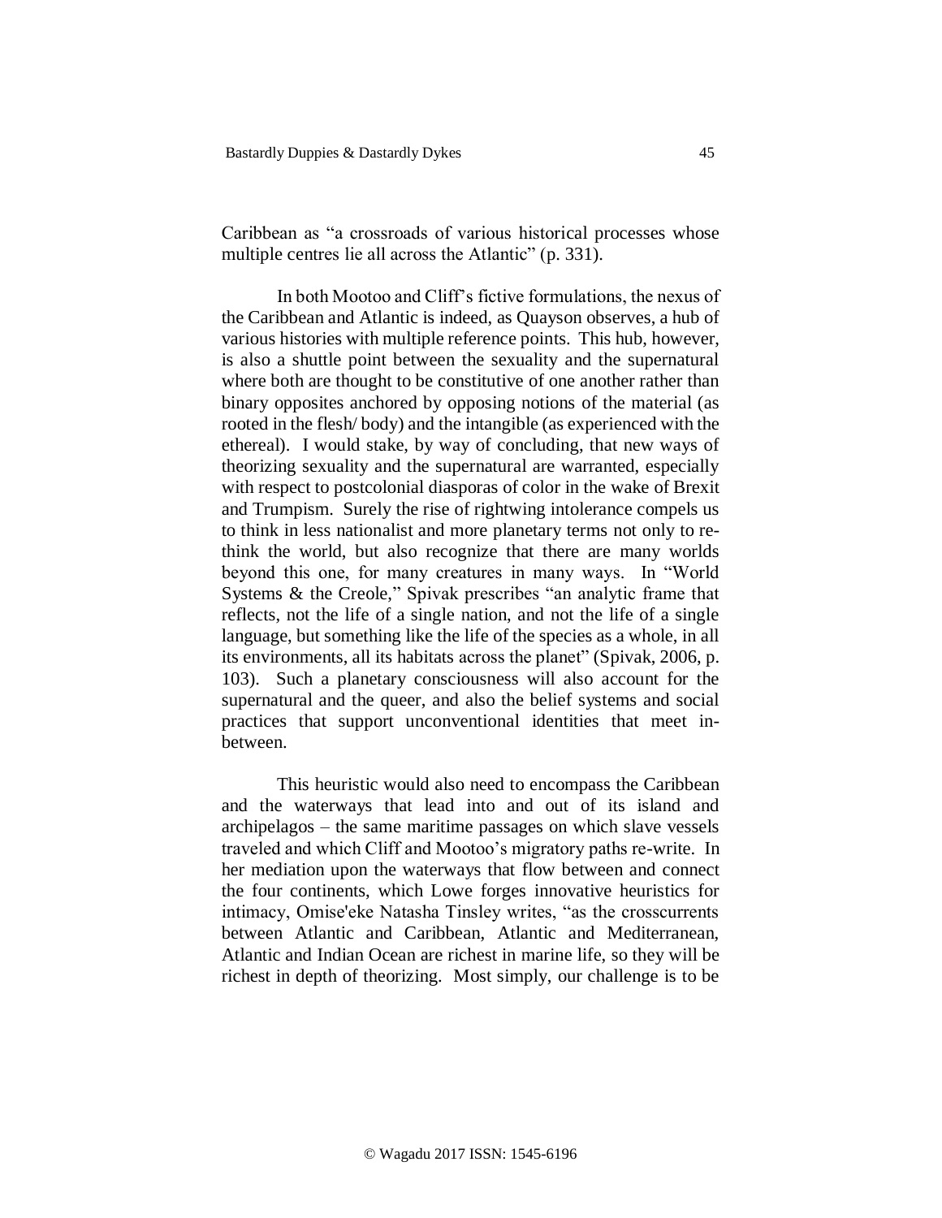Caribbean as "a crossroads of various historical processes whose multiple centres lie all across the Atlantic" (p. 331).

In both Mootoo and Cliff's fictive formulations, the nexus of the Caribbean and Atlantic is indeed, as Quayson observes, a hub of various histories with multiple reference points. This hub, however, is also a shuttle point between the sexuality and the supernatural where both are thought to be constitutive of one another rather than binary opposites anchored by opposing notions of the material (as rooted in the flesh/ body) and the intangible (as experienced with the ethereal). I would stake, by way of concluding, that new ways of theorizing sexuality and the supernatural are warranted, especially with respect to postcolonial diasporas of color in the wake of Brexit and Trumpism. Surely the rise of rightwing intolerance compels us to think in less nationalist and more planetary terms not only to re-think the world, but also recognize that there are many worlds beyond this one, for many creatures in many ways. In "World Systems & the Creole," Spivak prescribes "an analytic frame that reflects, not the life of a single nation, and not the life of a single language, but something like the life of the species as a whole, in all its environments, all its habitats across the planet" (Spivak, 2006, p. 103). Such a planetary consciousness will also account for the supernatural and the queer, and also the belief systems and social practices that support unconventional identities that meet in-between.

This heuristic would also need to encompass the Caribbean and the waterways that lead into and out of its island and archipelagos – the same maritime passages on which slave vessels traveled and which Cliff and Mootoo's migratory paths re-write. In her mediation upon the waterways that flow between and connect the four continents, which Lowe forges innovative heuristics for intimacy, Omise'eke Natasha Tinsley writes, "as the crosscurrents between Atlantic and Caribbean, Atlantic and Mediterranean, Atlantic and Indian Ocean are richest in marine life, so they will be richest in depth of theorizing. Most simply, our challenge is to be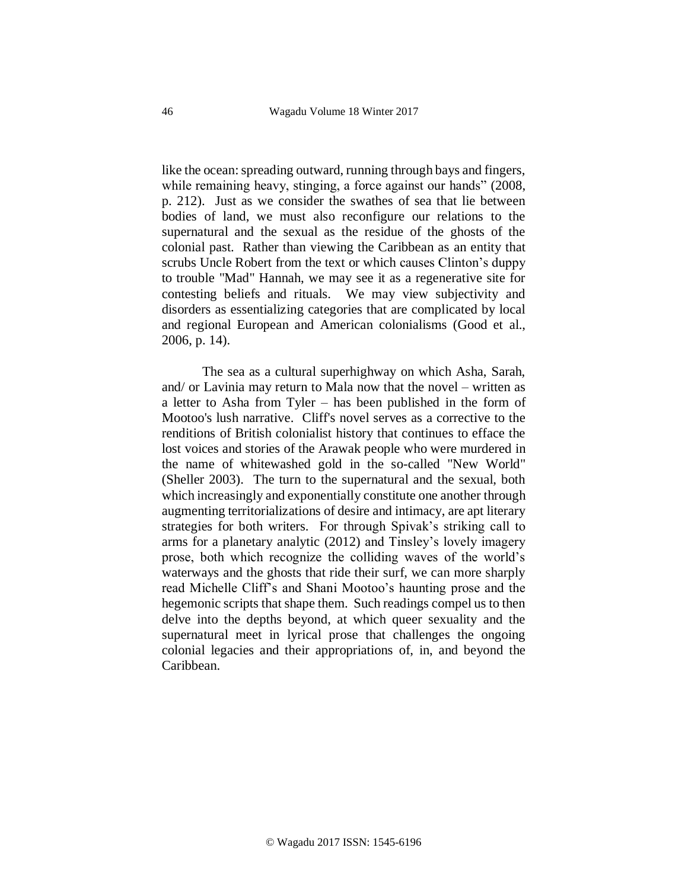like the ocean: spreading outward, running through bays and fingers, while remaining heavy, stinging, a force against our hands" (2008, p. 212). Just as we consider the swathes of sea that lie between bodies of land, we must also reconfigure our relations to the supernatural and the sexual as the residue of the ghosts of the colonial past. Rather than viewing the Caribbean as an entity that scrubs Uncle Robert from the text or which causes Clinton's duppy to trouble "Mad" Hannah, we may see it as a regenerative site for contesting beliefs and rituals. We may view subjectivity and disorders as essentializing categories that are complicated by local and regional European and American colonialisms (Good et al., 2006, p. 14).

The sea as a cultural superhighway on which Asha, Sarah, and/ or Lavinia may return to Mala now that the novel – written as a letter to Asha from Tyler – has been published in the form of Mootoo's lush narrative. Cliff's novel serves as a corrective to the renditions of British colonialist history that continues to efface the lost voices and stories of the Arawak people who were murdered in the name of whitewashed gold in the so-called "New World" (Sheller 2003). The turn to the supernatural and the sexual, both which increasingly and exponentially constitute one another through augmenting territorializations of desire and intimacy, are apt literary strategies for both writers. For through Spivak's striking call to arms for a planetary analytic (2012) and Tinsley's lovely imagery prose, both which recognize the colliding waves of the world's waterways and the ghosts that ride their surf, we can more sharply read Michelle Cliff's and Shani Mootoo's haunting prose and the hegemonic scripts that shape them. Such readings compel us to then delve into the depths beyond, at which queer sexuality and the supernatural meet in lyrical prose that challenges the ongoing colonial legacies and their appropriations of, in, and beyond the Caribbean.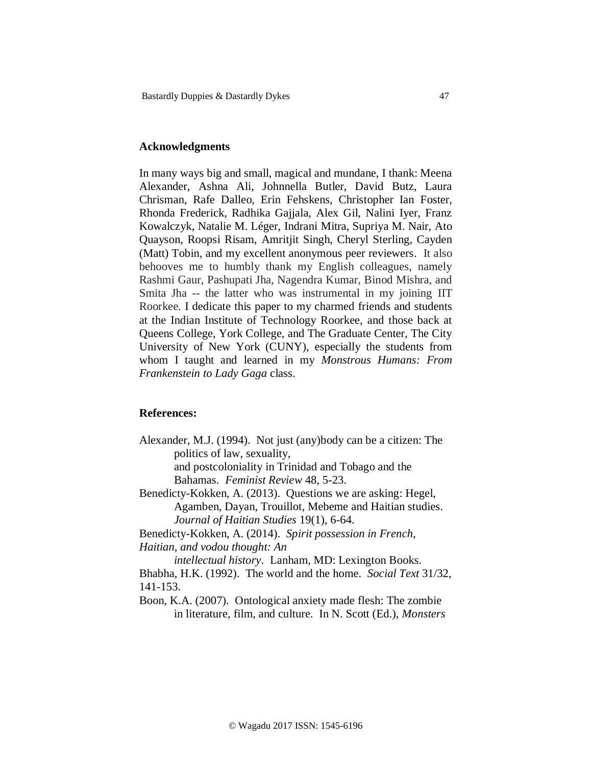## Acknowledgments

In many ways big and small, magical and mundane, I thank: Meena Alexander, Ashna Ali, Johnnella Butler, David Butz, Laura Chrisman, Rafe Dalleo, Erin Fehskens, Christopher Ian Foster, Rhonda Frederick, Radhika Gajjala, Alex Gil, Nalini Iyer, Franz Kowalczyk, Natalie M. Léger, Indrani Mitra, Supriya M. Nair, Ato Quayson, Roopsi Risam, Amritjit Singh, Cheryl Sterling, Cayden (Matt) Tobin, and my excellent anonymous peer reviewers. It also behooves me to humbly thank my English colleagues, namely Rashmi Gaur, Pashupati Jha, Nagendra Kumar, Binod Mishra, and Smita Jha -- the latter who was instrumental in my joining IIT Roorkee. I dedicate this paper to my charmed friends and students at the Indian Institute of Technology Roorkee, and those back at Queens College, York College, and The Graduate Center, The City University of New York (CUNY), especially the students from whom I taught and learned in my *Monstrous Humans: From Frankenstein to Lady Gaga* class.

## References:

Alexander, M.J. (1994). Not just (any)body can be a citizen: The politics of law, sexuality, and postcoloniality in Trinidad and Tobago and the Bahamas. *Feminist Review* 48, 5-23.

Benedicty-Kokken, A. (2013). Questions we are asking: Hegel, Agamben, Dayan, Trouillot, Mebeme and Haitian studies. *Journal of Haitian Studies* 19(1), 6-64.

Benedicty-Kokken, A. (2014). *Spirit possession in French, Haitian, and vodou thought: An intellectual history*. Lanham, MD: Lexington Books.

Bhabha, H.K. (1992). The world and the home. *Social Text* 31/32, 141-153.

Boon, K.A. (2007). Ontological anxiety made flesh: The zombie in literature, film, and culture. In N. Scott (Ed.), *Monsters*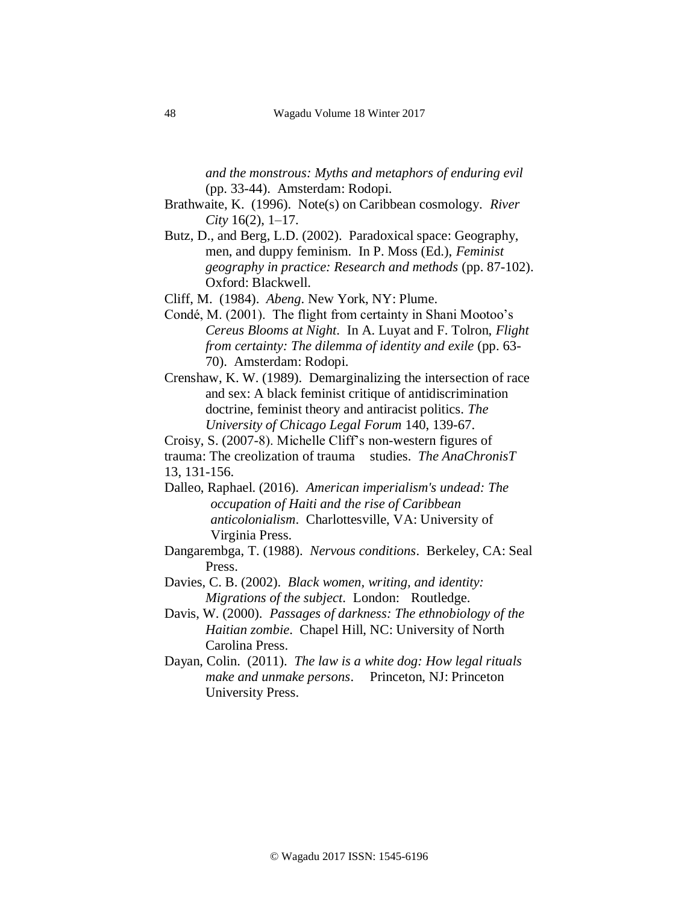*and the monstrous: Myths and metaphors of enduring evil* (pp. 33-44). Amsterdam: Rodopi.

Brathwaite, K. (1996). Note(s) on Caribbean cosmology. *River City* 16(2), 1–17.

Butz, D., and Berg, L.D. (2002). Paradoxical space: Geography, men, and duppy feminism. In P. Moss (Ed.), *Feminist geography in practice: Research and methods* (pp. 87-102). Oxford: Blackwell.

Cliff, M. (1984). *Abeng*. New York, NY: Plume.

Condé, M. (2001). The flight from certainty in Shani Mootoo's *Cereus Blooms at Night*. In A. Luyat and F. Tolron, *Flight from certainty: The dilemma of identity and exile* (pp. 63-70). Amsterdam: Rodopi.

Crenshaw, K. W. (1989). Demarginalizing the intersection of race and sex: A black feminist critique of antidiscrimination doctrine, feminist theory and antiracist politics. *The University of Chicago Legal Forum* 140, 139-67.

Croisy, S. (2007-8). Michelle Cliff's non-western figures of trauma: The creolization of trauma studies. *The AnaChronisT* 13, 131-156.

Dalleo, Raphael. (2016). *American imperialism's undead: The occupation of Haiti and the rise of Caribbean anticolonialism*. Charlottesville, VA: University of Virginia Press.

Dangarembga, T. (1988). *Nervous conditions*. Berkeley, CA: Seal Press.

Davies, C. B. (2002). *Black women, writing, and identity: Migrations of the subject*. London: Routledge.

Davis, W. (2000). *Passages of darkness: The ethnobiology of the Haitian zombie*. Chapel Hill, NC: University of North Carolina Press.

Dayan, Colin. (2011). *The law is a white dog: How legal rituals make and unmake persons*. Princeton, NJ: Princeton University Press.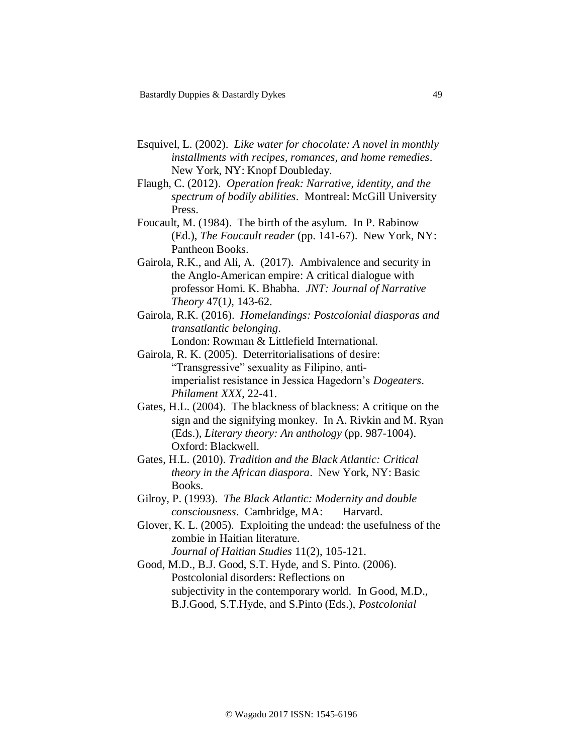Esquivel, L. (2002). *Like water for chocolate: A novel in monthly installments with recipes, romances, and home remedies*. New York, NY: Knopf Doubleday.

Flaugh, C. (2012). *Operation freak: Narrative, identity, and the spectrum of bodily abilities*. Montreal: McGill University Press.

Foucault, M. (1984). The birth of the asylum. In P. Rabinow (Ed.), *The Foucault reader* (pp. 141-67). New York, NY: Pantheon Books.

Gairola, R.K., and Ali, A. (2017). Ambivalence and security in the Anglo-American empire: A critical dialogue with professor Homi. K. Bhabha. *JNT: Journal of Narrative Theory* 47(1*)*, 143-62.

Gairola, R.K. (2016). *Homelandings: Postcolonial diasporas and transatlantic belonging*. London: Rowman & Littlefield International.

Gairola, R. K. (2005). Deterritorialisations of desire: "Transgressive" sexuality as Filipino, anti-imperialist resistance in Jessica Hagedorn's *Dogeaters*. *Philament XXX*, 22-41.

Gates, H.L. (2004). The blackness of blackness: A critique on the sign and the signifying monkey. In A. Rivkin and M. Ryan (Eds.), *Literary theory: An anthology* (pp. 987-1004). Oxford: Blackwell.

Gates, H.L. (2010). *Tradition and the Black Atlantic: Critical theory in the African diaspora*. New York, NY: Basic Books.

Gilroy, P. (1993). *The Black Atlantic: Modernity and double consciousness*. Cambridge, MA: Harvard.

Glover, K. L. (2005). Exploiting the undead: the usefulness of the zombie in Haitian literature. *Journal of Haitian Studies* 11(2), 105-121.

Good, M.D., B.J. Good, S.T. Hyde, and S. Pinto. (2006). Postcolonial disorders: Reflections on subjectivity in the contemporary world. In Good, M.D., B.J.Good, S.T.Hyde, and S.Pinto (Eds.), *Postcolonial*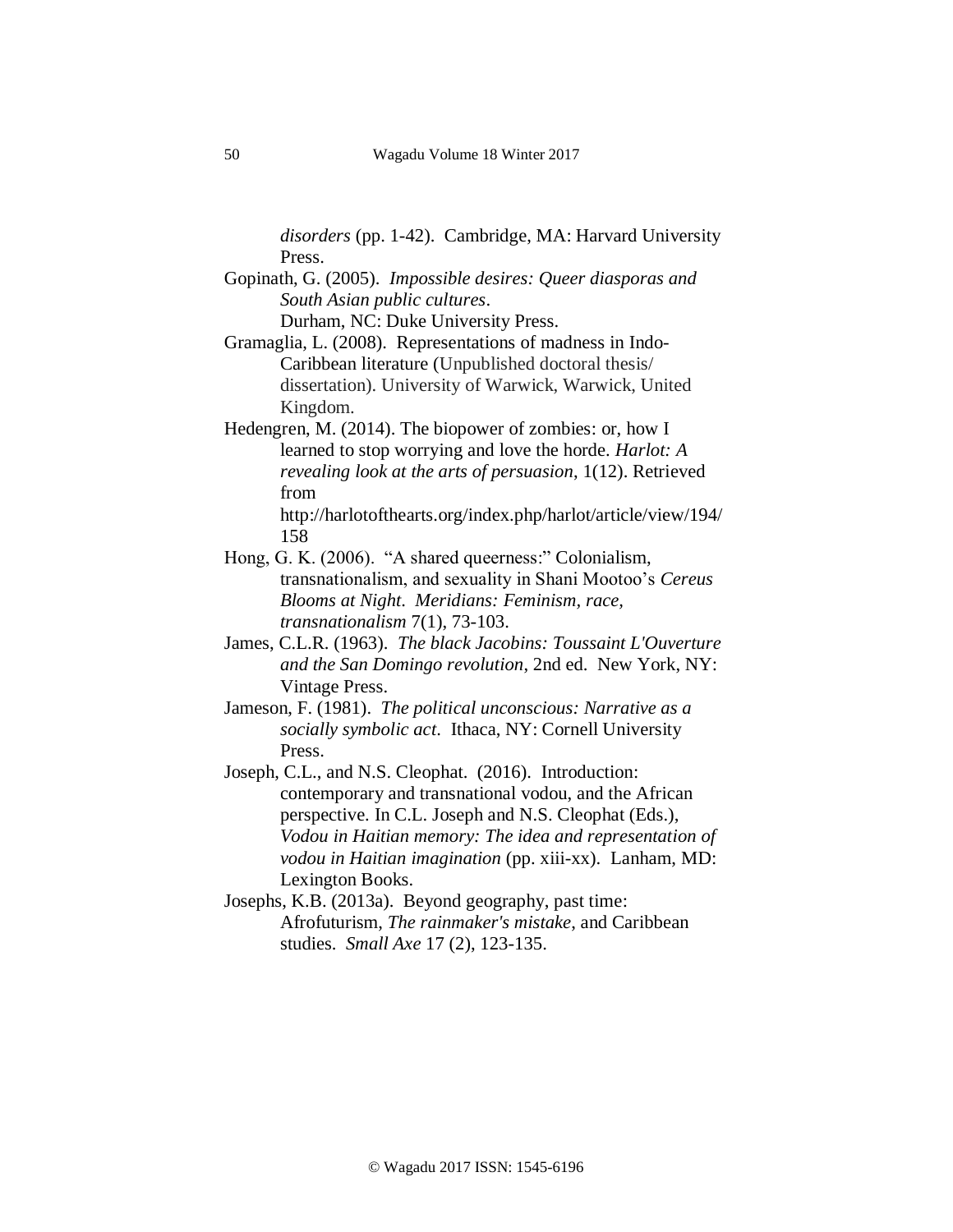*disorders* (pp. 1-42). Cambridge, MA: Harvard University Press.

Gopinath, G. (2005). *Impossible desires: Queer diasporas and South Asian public cultures*. Durham, NC: Duke University Press.

Gramaglia, L. (2008). Representations of madness in Indo-Caribbean literature (Unpublished doctoral thesis/ dissertation). University of Warwick, Warwick, United Kingdom.

Hedengren, M. (2014). The biopower of zombies: or, how I learned to stop worrying and love the horde. *Harlot: A revealing look at the arts of persuasion*, 1(12). Retrieved from http://harlotofthearts.org/index.php/harlot/article/view/194/158

Hong, G. K. (2006). "A shared queerness:" Colonialism, transnationalism, and sexuality in Shani Mootoo's *Cereus Blooms at Night*. *Meridians: Feminism, race, transnationalism* 7(1), 73-103.

James, C.L.R. (1963). *The black Jacobins: Toussaint L'Ouverture and the San Domingo revolution*, 2nd ed. New York, NY: Vintage Press.

Jameson, F. (1981). *The political unconscious: Narrative as a socially symbolic act*. Ithaca, NY: Cornell University Press.

Joseph, C.L., and N.S. Cleophat. (2016). Introduction: contemporary and transnational vodou, and the African perspective. In C.L. Joseph and N.S. Cleophat (Eds.), *Vodou in Haitian memory: The idea and representation of vodou in Haitian imagination* (pp. xiii-xx). Lanham, MD: Lexington Books.

Josephs, K.B. (2013a). Beyond geography, past time: Afrofuturism, *The rainmaker's mistake*, and Caribbean studies. *Small Axe* 17 (2), 123-135.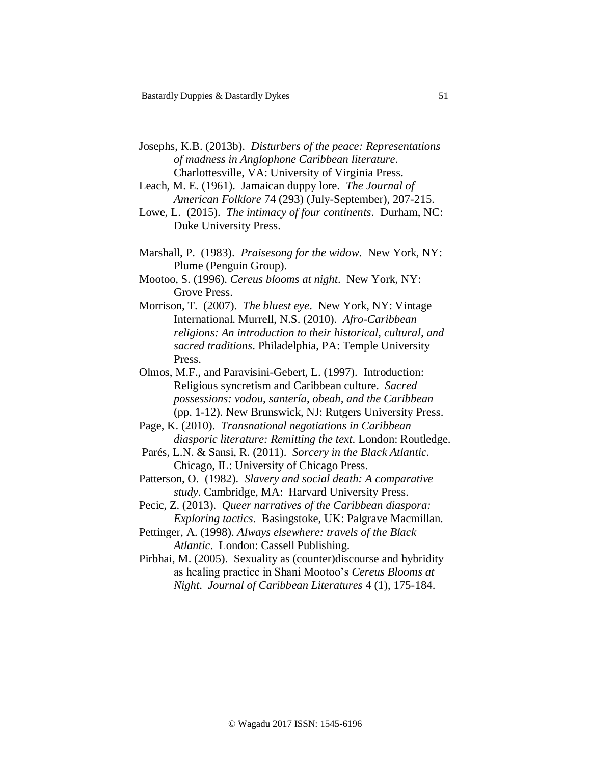Josephs, K.B. (2013b). *Disturbers of the peace: Representations of madness in Anglophone Caribbean literature*. Charlottesville, VA: University of Virginia Press.

Leach, M. E. (1961). Jamaican duppy lore. *The Journal of American Folklore* 74 (293) (July-September), 207-215.

Lowe, L. (2015). *The intimacy of four continents*. Durham, NC: Duke University Press.

Marshall, P. (1983). *Praisesong for the widow*. New York, NY: Plume (Penguin Group).

Mootoo, S. (1996). *Cereus blooms at night*. New York, NY: Grove Press.

Morrison, T. (2007). *The bluest eye*. New York, NY: Vintage International. Murrell, N.S. (2010). *Afro-Caribbean religions: An introduction to their historical, cultural, and sacred traditions*. Philadelphia, PA: Temple University Press.

Olmos, M.F., and Paravisini-Gebert, L. (1997). Introduction: Religious syncretism and Caribbean culture. *Sacred possessions: vodou, santería, obeah, and the Caribbean* (pp. 1-12). New Brunswick, NJ: Rutgers University Press.

Page, K. (2010). *Transnational negotiations in Caribbean diasporic literature: Remitting the text*. London: Routledge.

Parés, L.N. & Sansi, R. (2011). *Sorcery in the Black Atlantic*. Chicago, IL: University of Chicago Press.

Patterson, O. (1982). *Slavery and social death: A comparative study*. Cambridge, MA: Harvard University Press.

Pecic, Z. (2013). *Queer narratives of the Caribbean diaspora: Exploring tactics*. Basingstoke, UK: Palgrave Macmillan.

Pettinger, A. (1998). *Always elsewhere: travels of the Black Atlantic*. London: Cassell Publishing.

Pirbhai, M. (2005). Sexuality as (counter)discourse and hybridity as healing practice in Shani Mootoo's *Cereus Blooms at Night*. *Journal of Caribbean Literatures* 4 (1), 175-184.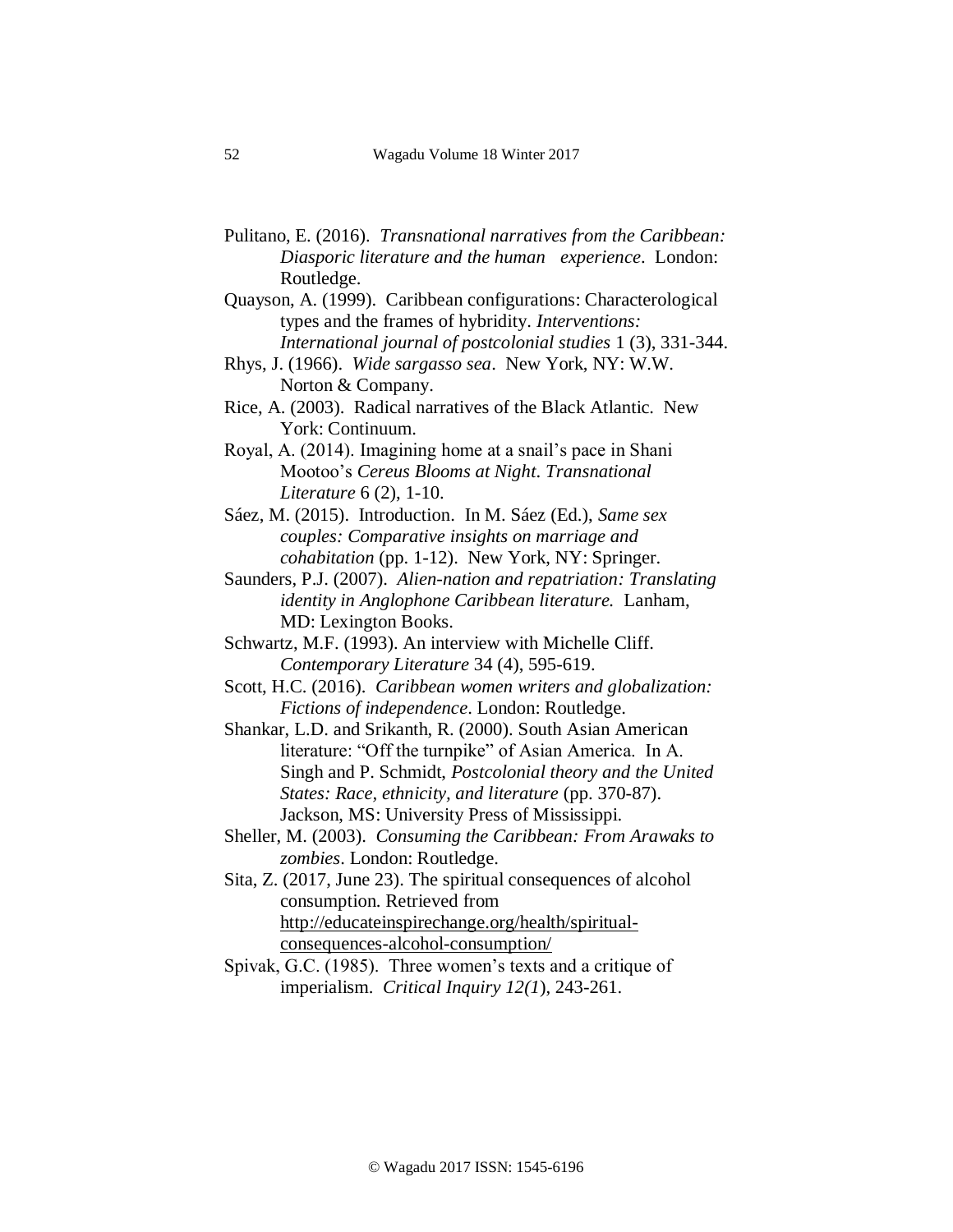Pulitano, E. (2016). *Transnational narratives from the Caribbean: Diasporic literature and the human experience*. London: Routledge.

Quayson, A. (1999). Caribbean configurations: Characterological types and the frames of hybridity. *Interventions: International journal of postcolonial studies* 1 (3), 331-344.

Rhys, J. (1966). *Wide sargasso sea*. New York, NY: W.W. Norton & Company.

Rice, A. (2003). Radical narratives of the Black Atlantic. New York: Continuum.

Royal, A. (2014). Imagining home at a snail's pace in Shani Mootoo's *Cereus Blooms at Night*. *Transnational Literature* 6 (2), 1-10.

Sáez, M. (2015). Introduction. In M. Sáez (Ed.), *Same sex couples: Comparative insights on marriage and cohabitation* (pp. 1-12). New York, NY: Springer.

Saunders, P.J. (2007). *Alien-nation and repatriation: Translating identity in Anglophone Caribbean literature.* Lanham, MD: Lexington Books.

Schwartz, M.F. (1993). An interview with Michelle Cliff. *Contemporary Literature* 34 (4), 595-619.

Scott, H.C. (2016). *Caribbean women writers and globalization: Fictions of independence*. London: Routledge.

Shankar, L.D. and Srikanth, R. (2000). South Asian American literature: "Off the turnpike" of Asian America. In A. Singh and P. Schmidt, *Postcolonial theory and the United States: Race, ethnicity, and literature* (pp. 370-87). Jackson, MS: University Press of Mississippi.

Sheller, M. (2003). *Consuming the Caribbean: From Arawaks to zombies*. London: Routledge.

Sita, Z. (2017, June 23). The spiritual consequences of alcohol consumption. Retrieved from http://educateinspirechange.org/health/spiritual-consequences-alcohol-consumption/

Spivak, G.C. (1985). Three women's texts and a critique of imperialism. *Critical Inquiry 12(1*), 243-261.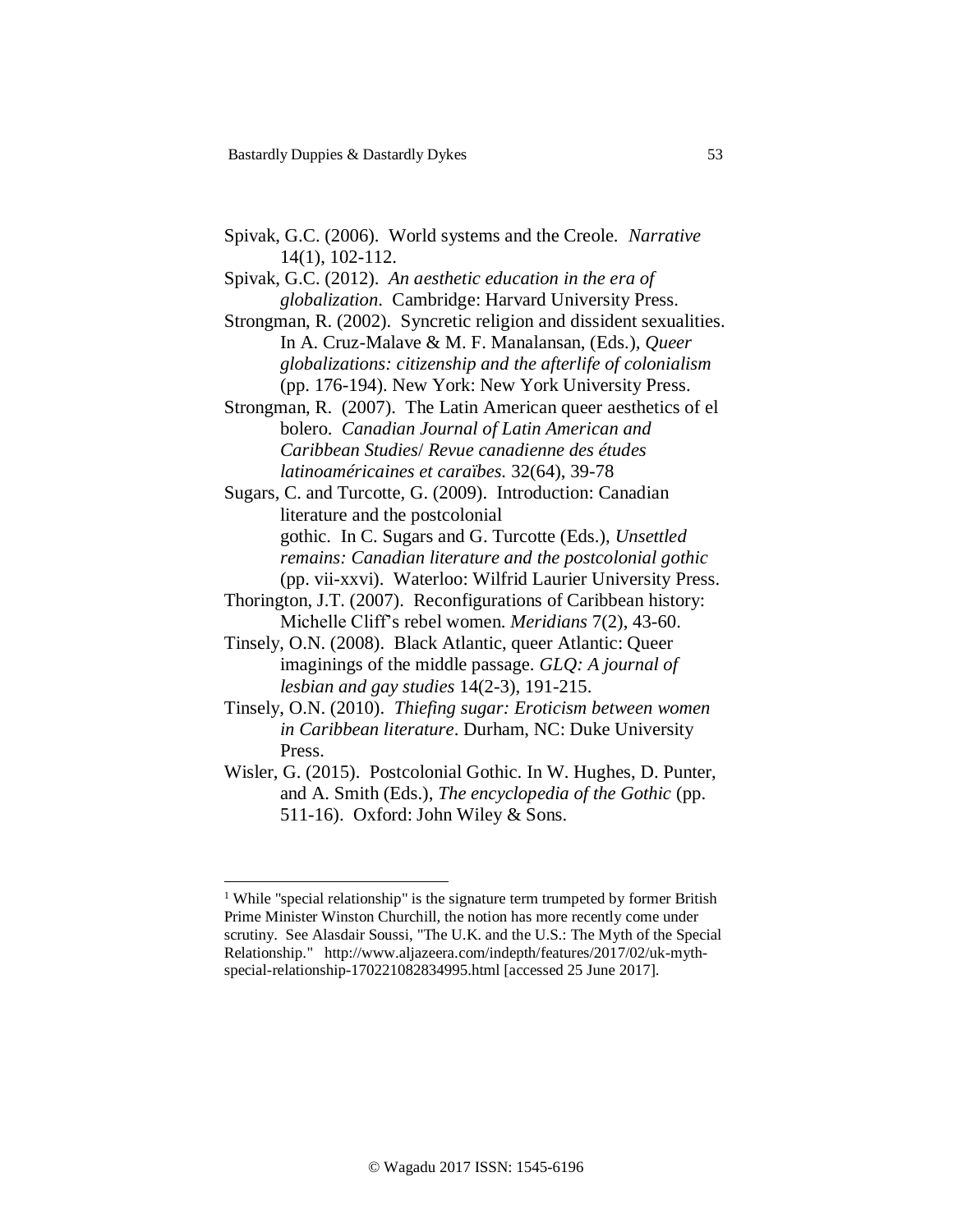Spivak, G.C. (2006). World systems and the Creole. *Narrative* 14(1), 102-112.

Spivak, G.C. (2012). *An aesthetic education in the era of globalization*. Cambridge: Harvard University Press.

Strongman, R. (2002). Syncretic religion and dissident sexualities. In A. Cruz-Malave & M. F. Manalansan, (Eds.), *Queer globalizations: citizenship and the afterlife of colonialism* (pp. 176-194). New York: New York University Press.

Strongman, R. (2007). The Latin American queer aesthetics of el bolero. *Canadian Journal of Latin American and Caribbean Studies/ Revue canadienne des études latinoaméricaines et caraïbes.* 32(64), 39-78

Sugars, C. and Turcotte, G. (2009). Introduction: Canadian literature and the postcolonial gothic. In C. Sugars and G. Turcotte (Eds.), *Unsettled remains: Canadian literature and the postcolonial gothic* (pp. vii-xxvi). Waterloo: Wilfrid Laurier University Press.

Thorington, J.T. (2007). Reconfigurations of Caribbean history: Michelle Cliff's rebel women. *Meridians* 7(2), 43-60.

Tinsely, O.N. (2008). Black Atlantic, queer Atlantic: Queer imaginings of the middle passage. *GLQ: A journal of lesbian and gay studies* 14(2-3), 191-215.

Tinsely, O.N. (2010). *Thiefing sugar: Eroticism between women in Caribbean literature*. Durham, NC: Duke University Press.

Wisler, G. (2015). Postcolonial Gothic. In W. Hughes, D. Punter, and A. Smith (Eds.), *The encyclopedia of the Gothic* (pp. 511-16). Oxford: John Wiley & Sons.

---

[1] While "special relationship" is the signature term trumpeted by former British Prime Minister Winston Churchill, the notion has more recently come under scrutiny. See Alasdair Soussi, "The U.K. and the U.S.: The Myth of the Special Relationship." http://www.aljazeera.com/indepth/features/2017/02/uk-myth-special-relationship-170221082834995.html [accessed 25 June 2017].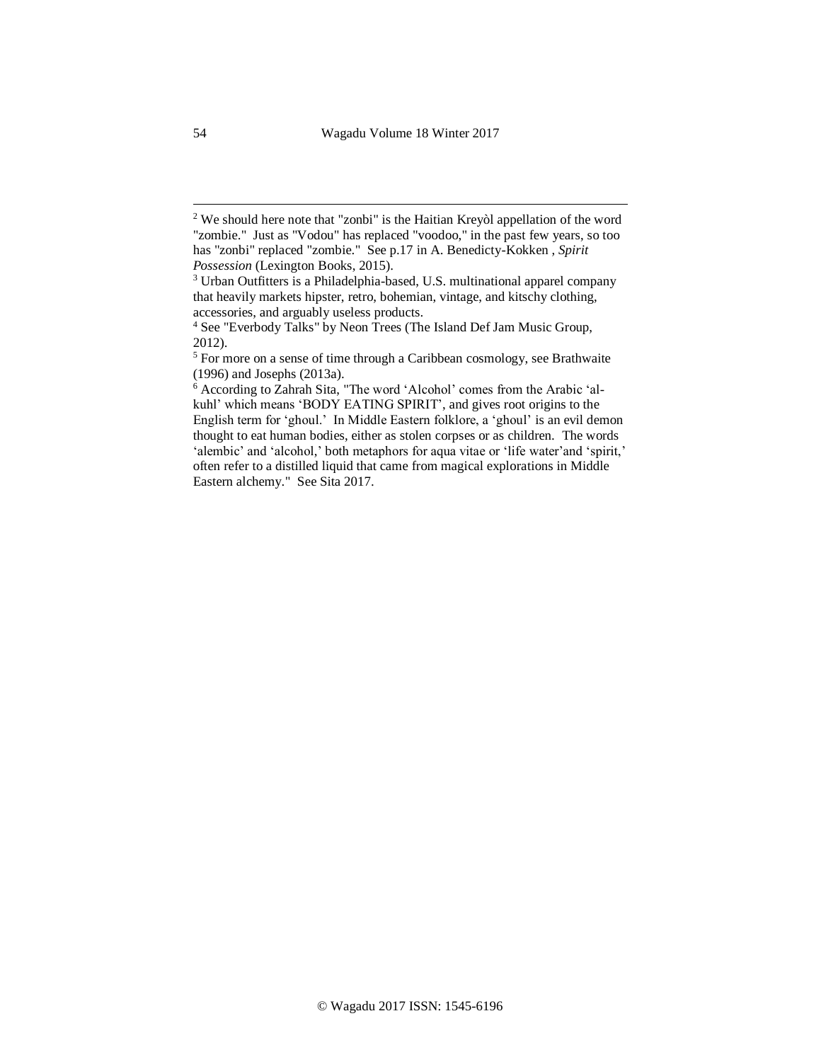[2] We should here note that "zonbi" is the Haitian Kreyòl appellation of the word "zombie." Just as "Vodou" has replaced "voodoo," in the past few years, so too has "zonbi" replaced "zombie." See p.17 in A. Benedicty-Kokken , *Spirit Possession* (Lexington Books, 2015).

[3] Urban Outfitters is a Philadelphia-based, U.S. multinational apparel company that heavily markets hipster, retro, bohemian, vintage, and kitschy clothing, accessories, and arguably useless products.

[4] See "Everbody Talks" by Neon Trees (The Island Def Jam Music Group, 2012).

[5] For more on a sense of time through a Caribbean cosmology, see Brathwaite (1996) and Josephs (2013a).

[6] According to Zahrah Sita, "The word 'Alcohol' comes from the Arabic 'al-kuhl' which means 'BODY EATING SPIRIT', and gives root origins to the English term for 'ghoul.' In Middle Eastern folklore, a 'ghoul' is an evil demon thought to eat human bodies, either as stolen corpses or as children. The words 'alembic' and 'alcohol,' both metaphors for aqua vitae or 'life water'and 'spirit,' often refer to a distilled liquid that came from magical explorations in Middle Eastern alchemy." See Sita 2017.